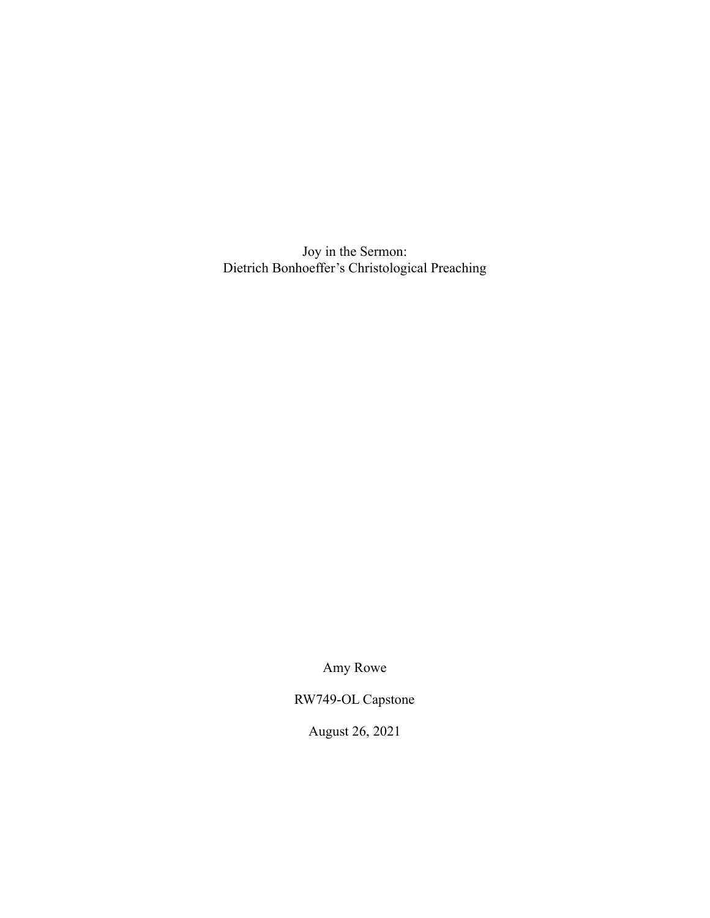# Joy in the Sermon:
# Dietrich Bonhoeffer's Christological Preaching

Amy Rowe

RW749-OL Capstone

August 26, 2021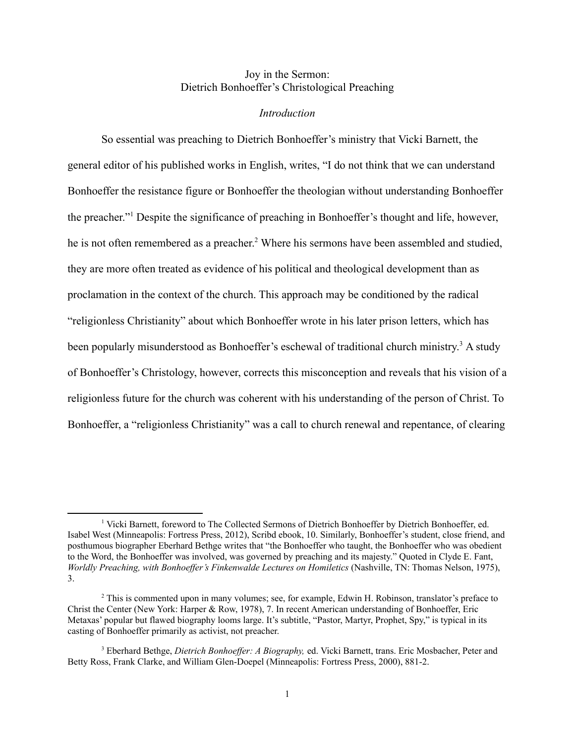Joy in the Sermon:
Dietrich Bonhoeffer's Christological Preaching

*Introduction*

So essential was preaching to Dietrich Bonhoeffer's ministry that Vicki Barnett, the general editor of his published works in English, writes, "I do not think that we can understand Bonhoeffer the resistance figure or Bonhoeffer the theologian without understanding Bonhoeffer the preacher."[1] Despite the significance of preaching in Bonhoeffer's thought and life, however, he is not often remembered as a preacher.[2] Where his sermons have been assembled and studied, they are more often treated as evidence of his political and theological development than as proclamation in the context of the church. This approach may be conditioned by the radical "religionless Christianity" about which Bonhoeffer wrote in his later prison letters, which has been popularly misunderstood as Bonhoeffer's eschewal of traditional church ministry.[3] A study of Bonhoeffer's Christology, however, corrects this misconception and reveals that his vision of a religionless future for the church was coherent with his understanding of the person of Christ. To Bonhoeffer, a "religionless Christianity" was a call to church renewal and repentance, of clearing

[1] Vicki Barnett, foreword to The Collected Sermons of Dietrich Bonhoeffer by Dietrich Bonhoeffer, ed. Isabel West (Minneapolis: Fortress Press, 2012), Scribd ebook, 10. Similarly, Bonhoeffer's student, close friend, and posthumous biographer Eberhard Bethge writes that "the Bonhoeffer who taught, the Bonhoeffer who was obedient to the Word, the Bonhoeffer was involved, was governed by preaching and its majesty." Quoted in Clyde E. Fant, *Worldly Preaching, with Bonhoeffer's Finkenwalde Lectures on Homiletics* (Nashville, TN: Thomas Nelson, 1975), 3.

[2] This is commented upon in many volumes; see, for example, Edwin H. Robinson, translator's preface to Christ the Center (New York: Harper & Row, 1978), 7. In recent American understanding of Bonhoeffer, Eric Metaxas' popular but flawed biography looms large. It's subtitle, "Pastor, Martyr, Prophet, Spy," is typical in its casting of Bonhoeffer primarily as activist, not preacher.

[3] Eberhard Bethge, *Dietrich Bonhoeffer: A Biography,* ed. Vicki Barnett, trans. Eric Mosbacher, Peter and Betty Ross, Frank Clarke, and William Glen-Doepel (Minneapolis: Fortress Press, 2000), 881-2.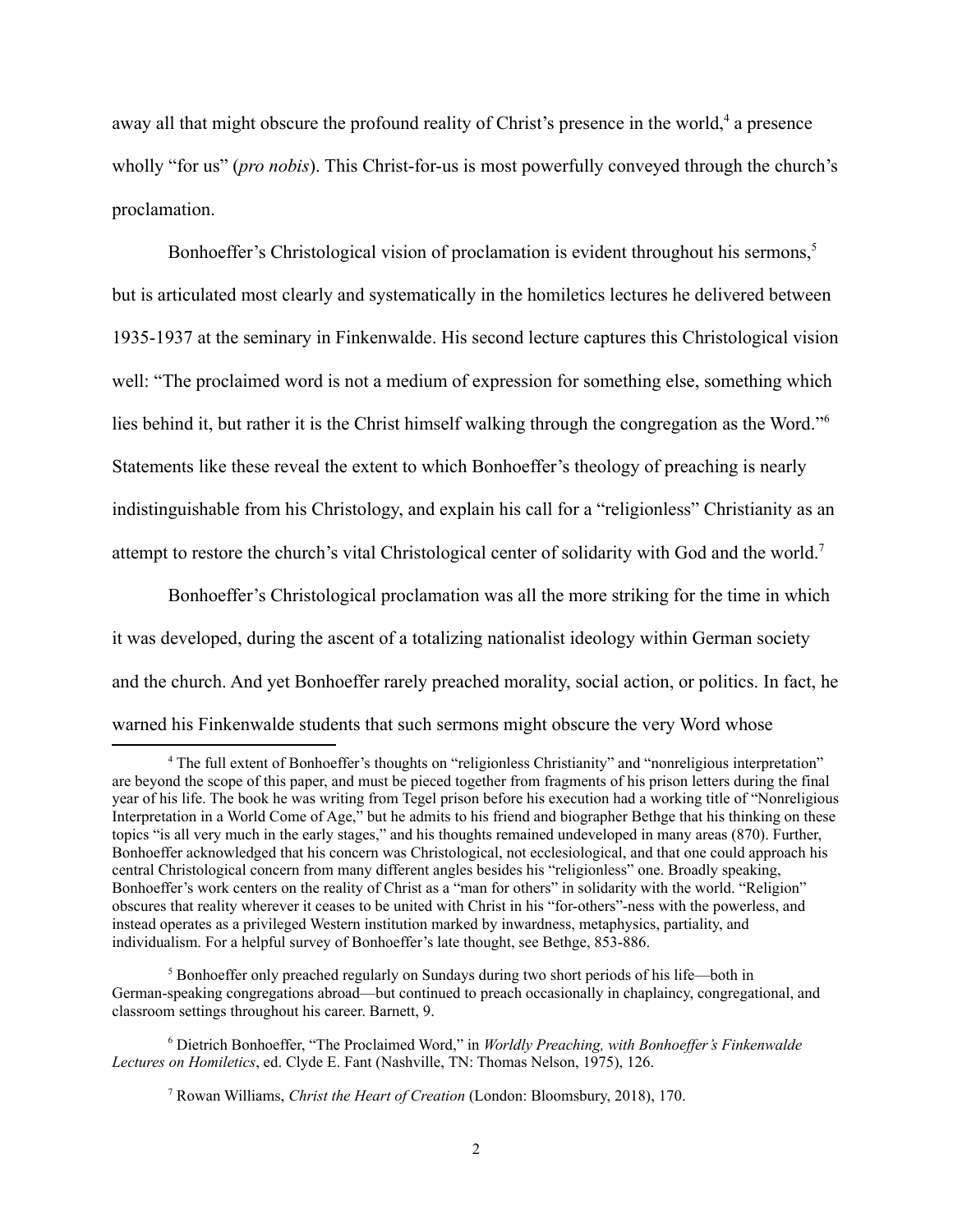away all that might obscure the profound reality of Christ's presence in the world,[4] a presence wholly "for us" (*pro nobis*). This Christ-for-us is most powerfully conveyed through the church's proclamation.

Bonhoeffer's Christological vision of proclamation is evident throughout his sermons,[5] but is articulated most clearly and systematically in the homiletics lectures he delivered between 1935-1937 at the seminary in Finkenwalde. His second lecture captures this Christological vision well: "The proclaimed word is not a medium of expression for something else, something which lies behind it, but rather it is the Christ himself walking through the congregation as the Word."[6] Statements like these reveal the extent to which Bonhoeffer's theology of preaching is nearly indistinguishable from his Christology, and explain his call for a "religionless" Christianity as an attempt to restore the church's vital Christological center of solidarity with God and the world.[7]

Bonhoeffer's Christological proclamation was all the more striking for the time in which it was developed, during the ascent of a totalizing nationalist ideology within German society and the church. And yet Bonhoeffer rarely preached morality, social action, or politics. In fact, he warned his Finkenwalde students that such sermons might obscure the very Word whose

---

[4] The full extent of Bonhoeffer's thoughts on "religionless Christianity" and "nonreligious interpretation" are beyond the scope of this paper, and must be pieced together from fragments of his prison letters during the final year of his life. The book he was writing from Tegel prison before his execution had a working title of "Nonreligious Interpretation in a World Come of Age," but he admits to his friend and biographer Bethge that his thinking on these topics "is all very much in the early stages," and his thoughts remained undeveloped in many areas (870). Further, Bonhoeffer acknowledged that his concern was Christological, not ecclesiological, and that one could approach his central Christological concern from many different angles besides his "religionless" one. Broadly speaking, Bonhoeffer's work centers on the reality of Christ as a "man for others" in solidarity with the world. "Religion" obscures that reality wherever it ceases to be united with Christ in his "for-others"-ness with the powerless, and instead operates as a privileged Western institution marked by inwardness, metaphysics, partiality, and individualism. For a helpful survey of Bonhoeffer's late thought, see Bethge, 853-886.

[5] Bonhoeffer only preached regularly on Sundays during two short periods of his life—both in German-speaking congregations abroad—but continued to preach occasionally in chaplaincy, congregational, and classroom settings throughout his career. Barnett, 9.

[6] Dietrich Bonhoeffer, "The Proclaimed Word," in *Worldly Preaching, with Bonhoeffer's Finkenwalde Lectures on Homiletics*, ed. Clyde E. Fant (Nashville, TN: Thomas Nelson, 1975), 126.

[7] Rowan Williams, *Christ the Heart of Creation* (London: Bloomsbury, 2018), 170.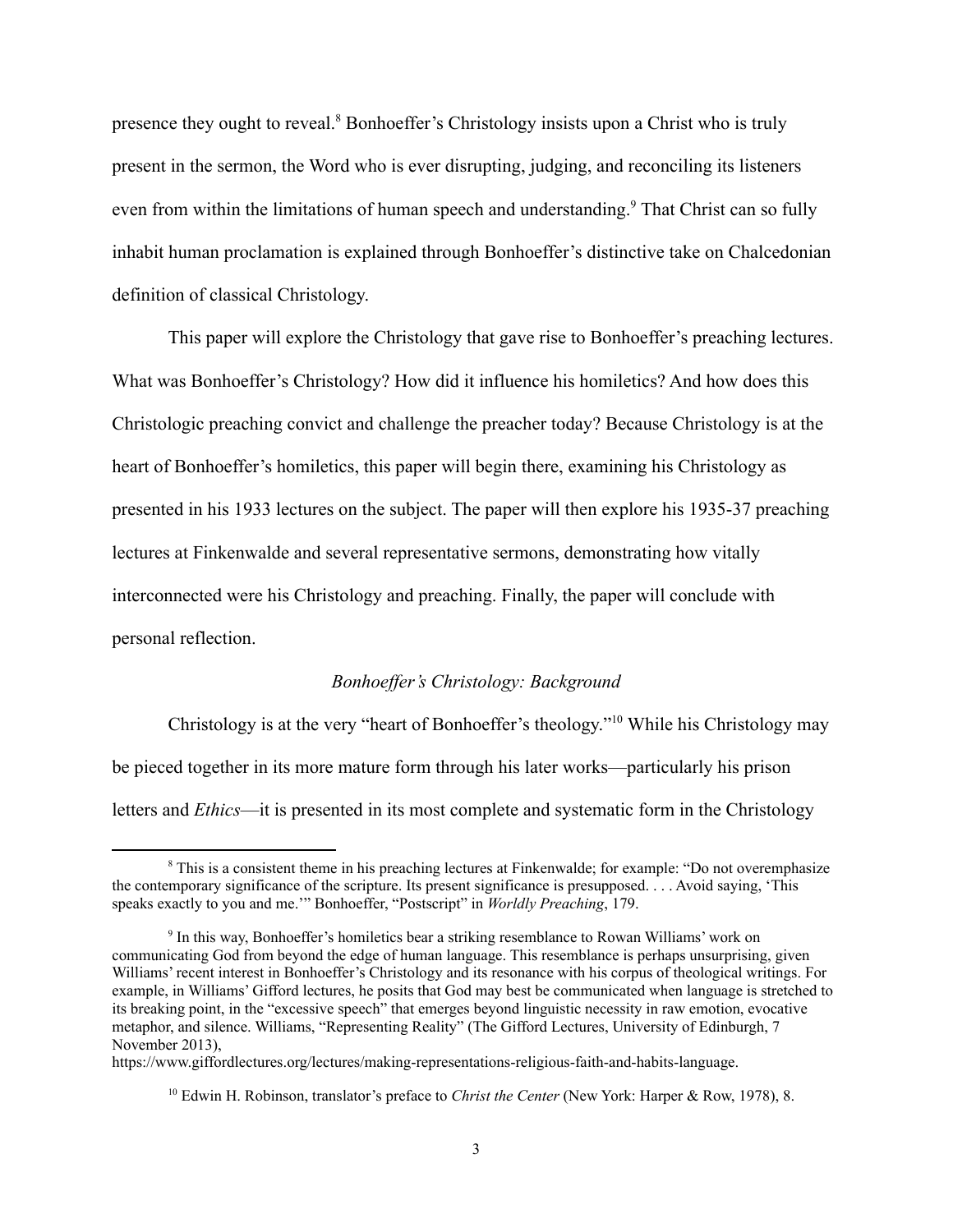presence they ought to reveal.[8] Bonhoeffer's Christology insists upon a Christ who is truly present in the sermon, the Word who is ever disrupting, judging, and reconciling its listeners even from within the limitations of human speech and understanding.[9] That Christ can so fully inhabit human proclamation is explained through Bonhoeffer's distinctive take on Chalcedonian definition of classical Christology.

This paper will explore the Christology that gave rise to Bonhoeffer's preaching lectures. What was Bonhoeffer's Christology? How did it influence his homiletics? And how does this Christologic preaching convict and challenge the preacher today? Because Christology is at the heart of Bonhoeffer's homiletics, this paper will begin there, examining his Christology as presented in his 1933 lectures on the subject. The paper will then explore his 1935-37 preaching lectures at Finkenwalde and several representative sermons, demonstrating how vitally interconnected were his Christology and preaching. Finally, the paper will conclude with personal reflection.

### *Bonhoeffer's Christology: Background*

Christology is at the very "heart of Bonhoeffer's theology."[10] While his Christology may be pieced together in its more mature form through his later works—particularly his prison letters and *Ethics*—it is presented in its most complete and systematic form in the Christology

---

[8] This is a consistent theme in his preaching lectures at Finkenwalde; for example: "Do not overemphasize the contemporary significance of the scripture. Its present significance is presupposed. . . . Avoid saying, 'This speaks exactly to you and me.'" Bonhoeffer, "Postscript" in *Worldly Preaching*, 179.

[9] In this way, Bonhoeffer's homiletics bear a striking resemblance to Rowan Williams' work on communicating God from beyond the edge of human language. This resemblance is perhaps unsurprising, given Williams' recent interest in Bonhoeffer's Christology and its resonance with his corpus of theological writings. For example, in Williams' Gifford lectures, he posits that God may best be communicated when language is stretched to its breaking point, in the "excessive speech" that emerges beyond linguistic necessity in raw emotion, evocative metaphor, and silence. Williams, "Representing Reality" (The Gifford Lectures, University of Edinburgh, 7 November 2013), https://www.giffordlectures.org/lectures/making-representations-religious-faith-and-habits-language.

[10] Edwin H. Robinson, translator's preface to *Christ the Center* (New York: Harper & Row, 1978), 8.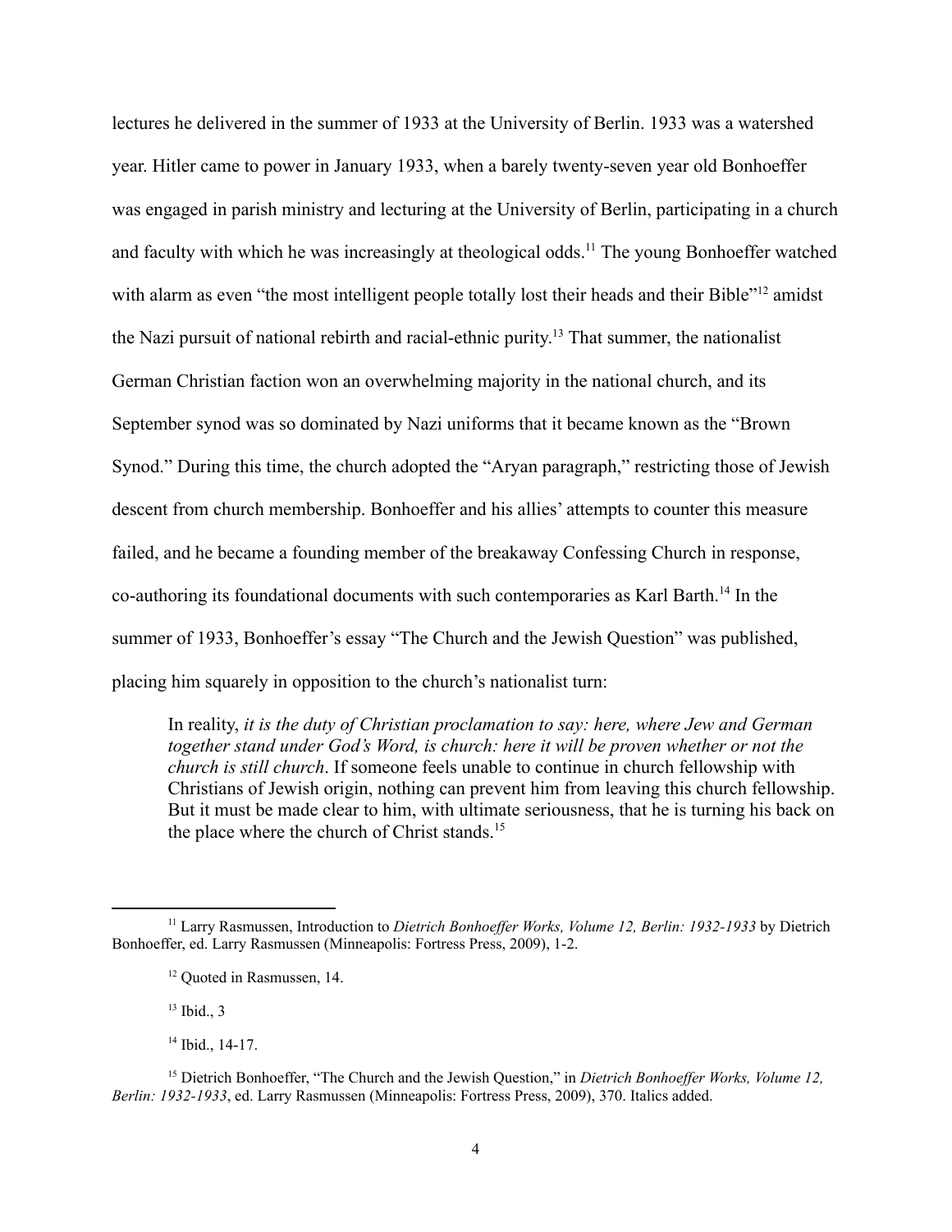lectures he delivered in the summer of 1933 at the University of Berlin. 1933 was a watershed year. Hitler came to power in January 1933, when a barely twenty-seven year old Bonhoeffer was engaged in parish ministry and lecturing at the University of Berlin, participating in a church and faculty with which he was increasingly at theological odds.[11] The young Bonhoeffer watched with alarm as even "the most intelligent people totally lost their heads and their Bible"[12] amidst the Nazi pursuit of national rebirth and racial-ethnic purity.[13] That summer, the nationalist German Christian faction won an overwhelming majority in the national church, and its September synod was so dominated by Nazi uniforms that it became known as the "Brown Synod." During this time, the church adopted the "Aryan paragraph," restricting those of Jewish descent from church membership. Bonhoeffer and his allies' attempts to counter this measure failed, and he became a founding member of the breakaway Confessing Church in response, co-authoring its foundational documents with such contemporaries as Karl Barth.[14] In the summer of 1933, Bonhoeffer's essay "The Church and the Jewish Question" was published, placing him squarely in opposition to the church's nationalist turn:

> In reality, *it is the duty of Christian proclamation to say: here, where Jew and German together stand under God's Word, is church: here it will be proven whether or not the church is still church*. If someone feels unable to continue in church fellowship with Christians of Jewish origin, nothing can prevent him from leaving this church fellowship. But it must be made clear to him, with ultimate seriousness, that he is turning his back on the place where the church of Christ stands.[15]

---

[11] Larry Rasmussen, Introduction to *Dietrich Bonhoeffer Works, Volume 12, Berlin: 1932-1933* by Dietrich Bonhoeffer, ed. Larry Rasmussen (Minneapolis: Fortress Press, 2009), 1-2.

[12] Quoted in Rasmussen, 14.

[13] Ibid., 3

[14] Ibid., 14-17.

[15] Dietrich Bonhoeffer, "The Church and the Jewish Question," in *Dietrich Bonhoeffer Works, Volume 12, Berlin: 1932-1933*, ed. Larry Rasmussen (Minneapolis: Fortress Press, 2009), 370. Italics added.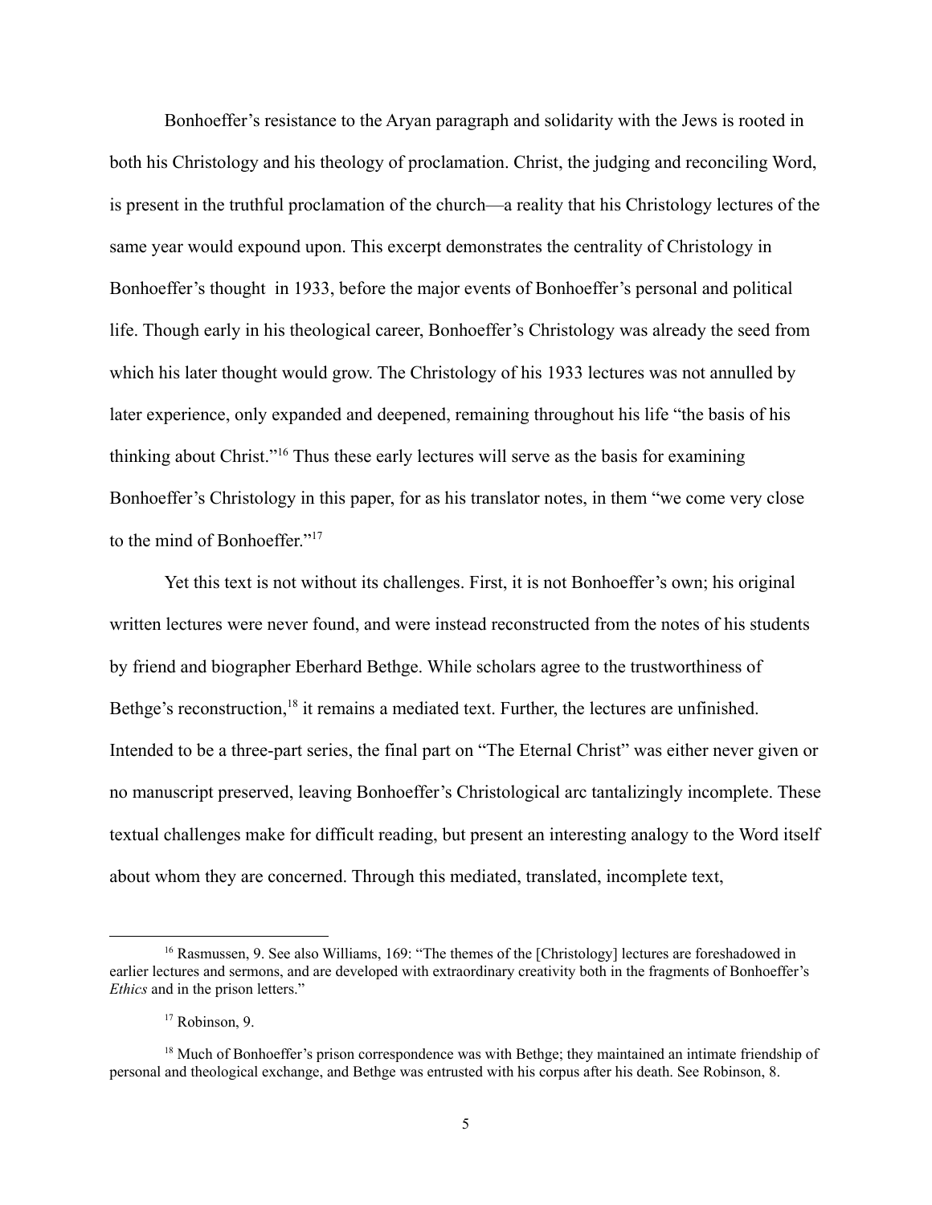Bonhoeffer's resistance to the Aryan paragraph and solidarity with the Jews is rooted in both his Christology and his theology of proclamation. Christ, the judging and reconciling Word, is present in the truthful proclamation of the church—a reality that his Christology lectures of the same year would expound upon. This excerpt demonstrates the centrality of Christology in Bonhoeffer's thought in 1933, before the major events of Bonhoeffer's personal and political life. Though early in his theological career, Bonhoeffer's Christology was already the seed from which his later thought would grow. The Christology of his 1933 lectures was not annulled by later experience, only expanded and deepened, remaining throughout his life "the basis of his thinking about Christ."[16] Thus these early lectures will serve as the basis for examining Bonhoeffer's Christology in this paper, for as his translator notes, in them "we come very close to the mind of Bonhoeffer."[17]

Yet this text is not without its challenges. First, it is not Bonhoeffer's own; his original written lectures were never found, and were instead reconstructed from the notes of his students by friend and biographer Eberhard Bethge. While scholars agree to the trustworthiness of Bethge's reconstruction,[18] it remains a mediated text. Further, the lectures are unfinished. Intended to be a three-part series, the final part on "The Eternal Christ" was either never given or no manuscript preserved, leaving Bonhoeffer's Christological arc tantalizingly incomplete. These textual challenges make for difficult reading, but present an interesting analogy to the Word itself about whom they are concerned. Through this mediated, translated, incomplete text,

---

[16] Rasmussen, 9. See also Williams, 169: "The themes of the [Christology] lectures are foreshadowed in earlier lectures and sermons, and are developed with extraordinary creativity both in the fragments of Bonhoeffer's *Ethics* and in the prison letters."

[17] Robinson, 9.

[18] Much of Bonhoeffer's prison correspondence was with Bethge; they maintained an intimate friendship of personal and theological exchange, and Bethge was entrusted with his corpus after his death. See Robinson, 8.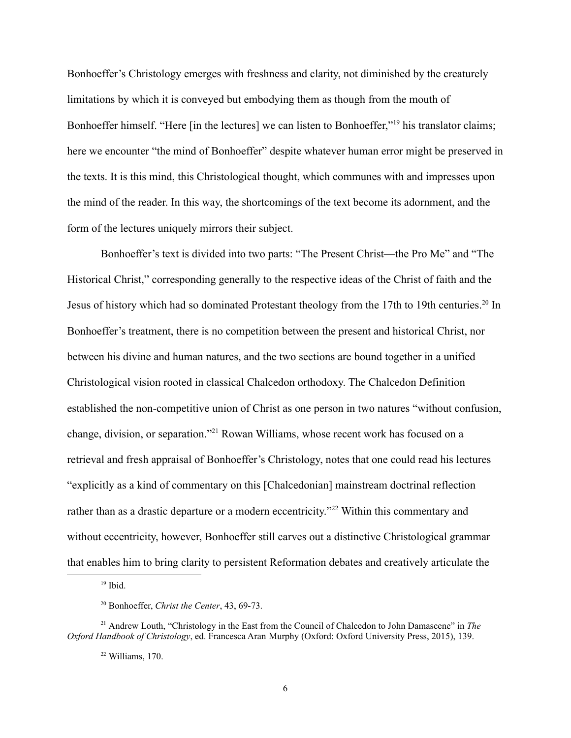Bonhoeffer's Christology emerges with freshness and clarity, not diminished by the creaturely limitations by which it is conveyed but embodying them as though from the mouth of Bonhoeffer himself. "Here [in the lectures] we can listen to Bonhoeffer,"[19] his translator claims; here we encounter "the mind of Bonhoeffer" despite whatever human error might be preserved in the texts. It is this mind, this Christological thought, which communes with and impresses upon the mind of the reader. In this way, the shortcomings of the text become its adornment, and the form of the lectures uniquely mirrors their subject.

Bonhoeffer's text is divided into two parts: "The Present Christ—the Pro Me" and "The Historical Christ," corresponding generally to the respective ideas of the Christ of faith and the Jesus of history which had so dominated Protestant theology from the 17th to 19th centuries.[20] In Bonhoeffer's treatment, there is no competition between the present and historical Christ, nor between his divine and human natures, and the two sections are bound together in a unified Christological vision rooted in classical Chalcedon orthodoxy. The Chalcedon Definition established the non-competitive union of Christ as one person in two natures "without confusion, change, division, or separation."[21] Rowan Williams, whose recent work has focused on a retrieval and fresh appraisal of Bonhoeffer's Christology, notes that one could read his lectures "explicitly as a kind of commentary on this [Chalcedonian] mainstream doctrinal reflection rather than as a drastic departure or a modern eccentricity."[22] Within this commentary and without eccentricity, however, Bonhoeffer still carves out a distinctive Christological grammar that enables him to bring clarity to persistent Reformation debates and creatively articulate the

---

[19] Ibid.

[20] Bonhoeffer, *Christ the Center*, 43, 69-73.

[21] Andrew Louth, "Christology in the East from the Council of Chalcedon to John Damascene" in *The Oxford Handbook of Christology*, ed. Francesca Aran Murphy (Oxford: Oxford University Press, 2015), 139.

[22] Williams, 170.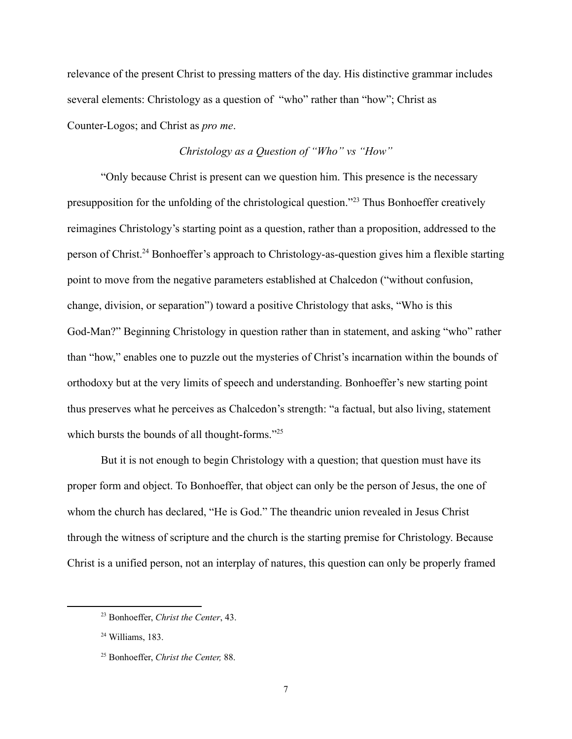relevance of the present Christ to pressing matters of the day. His distinctive grammar includes several elements: Christology as a question of "who" rather than "how"; Christ as Counter-Logos; and Christ as *pro me*.

### *Christology as a Question of "Who" vs "How"*

"Only because Christ is present can we question him. This presence is the necessary presupposition for the unfolding of the christological question."[23] Thus Bonhoeffer creatively reimagines Christology's starting point as a question, rather than a proposition, addressed to the person of Christ.[24] Bonhoeffer's approach to Christology-as-question gives him a flexible starting point to move from the negative parameters established at Chalcedon ("without confusion, change, division, or separation") toward a positive Christology that asks, "Who is this God-Man?" Beginning Christology in question rather than in statement, and asking "who" rather than "how," enables one to puzzle out the mysteries of Christ's incarnation within the bounds of orthodoxy but at the very limits of speech and understanding. Bonhoeffer's new starting point thus preserves what he perceives as Chalcedon's strength: "a factual, but also living, statement which bursts the bounds of all thought-forms."[25]

But it is not enough to begin Christology with a question; that question must have its proper form and object. To Bonhoeffer, that object can only be the person of Jesus, the one of whom the church has declared, "He is God." The theandric union revealed in Jesus Christ through the witness of scripture and the church is the starting premise for Christology. Because Christ is a unified person, not an interplay of natures, this question can only be properly framed

---

[23] Bonhoeffer, *Christ the Center*, 43.

[24] Williams, 183.

[25] Bonhoeffer, *Christ the Center,* 88.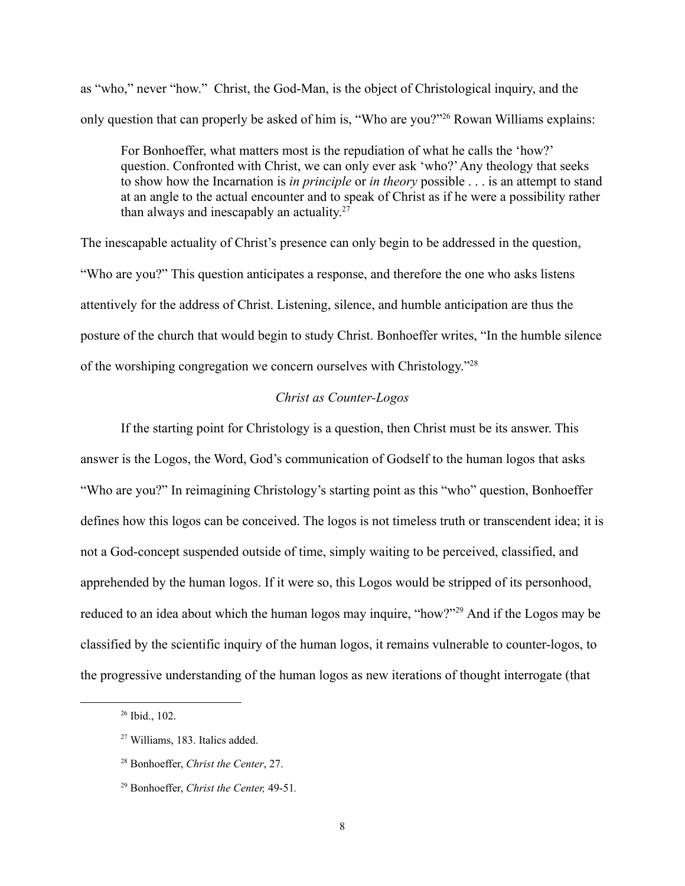as "who," never "how." Christ, the God-Man, is the object of Christological inquiry, and the only question that can properly be asked of him is, "Who are you?"[26] Rowan Williams explains:

> For Bonhoeffer, what matters most is the repudiation of what he calls the 'how?' question. Confronted with Christ, we can only ever ask 'who?' Any theology that seeks to show how the Incarnation is *in principle* or *in theory* possible . . . is an attempt to stand at an angle to the actual encounter and to speak of Christ as if he were a possibility rather than always and inescapably an actuality.[27]

The inescapable actuality of Christ's presence can only begin to be addressed in the question, "Who are you?" This question anticipates a response, and therefore the one who asks listens attentively for the address of Christ. Listening, silence, and humble anticipation are thus the posture of the church that would begin to study Christ. Bonhoeffer writes, "In the humble silence of the worshiping congregation we concern ourselves with Christology."[28]

### *Christ as Counter-Logos*

If the starting point for Christology is a question, then Christ must be its answer. This answer is the Logos, the Word, God's communication of Godself to the human logos that asks "Who are you?" In reimagining Christology's starting point as this "who" question, Bonhoeffer defines how this logos can be conceived. The logos is not timeless truth or transcendent idea; it is not a God-concept suspended outside of time, simply waiting to be perceived, classified, and apprehended by the human logos. If it were so, this Logos would be stripped of its personhood, reduced to an idea about which the human logos may inquire, "how?"[29] And if the Logos may be classified by the scientific inquiry of the human logos, it remains vulnerable to counter-logos, to the progressive understanding of the human logos as new iterations of thought interrogate (that

---

[26] Ibid., 102.

[27] Williams, 183. Italics added.

[28] Bonhoeffer, *Christ the Center*, 27.

[29] Bonhoeffer, *Christ the Center,* 49-51.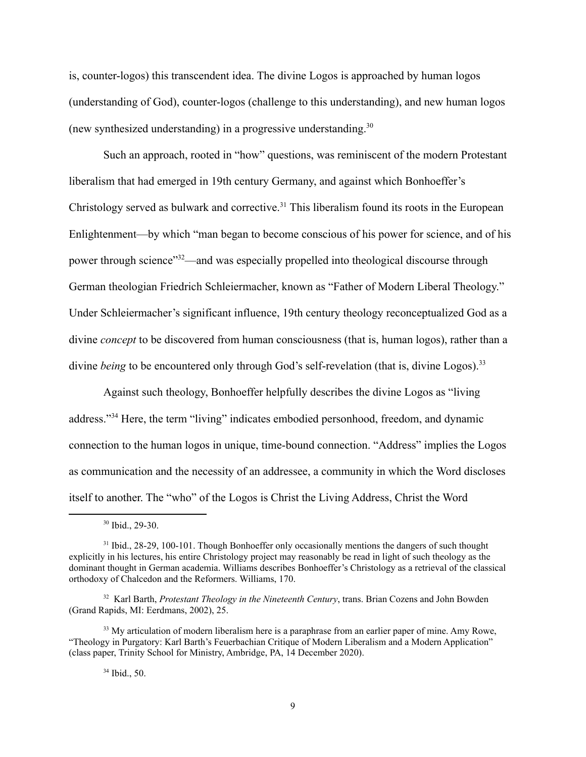is, counter-logos) this transcendent idea. The divine Logos is approached by human logos (understanding of God), counter-logos (challenge to this understanding), and new human logos (new synthesized understanding) in a progressive understanding.[30]

Such an approach, rooted in "how" questions, was reminiscent of the modern Protestant liberalism that had emerged in 19th century Germany, and against which Bonhoeffer's Christology served as bulwark and corrective.[31] This liberalism found its roots in the European Enlightenment—by which "man began to become conscious of his power for science, and of his power through science"[32]—and was especially propelled into theological discourse through German theologian Friedrich Schleiermacher, known as "Father of Modern Liberal Theology." Under Schleiermacher's significant influence, 19th century theology reconceptualized God as a divine *concept* to be discovered from human consciousness (that is, human logos), rather than a divine *being* to be encountered only through God's self-revelation (that is, divine Logos).[33]

Against such theology, Bonhoeffer helpfully describes the divine Logos as "living address."[34] Here, the term "living" indicates embodied personhood, freedom, and dynamic connection to the human logos in unique, time-bound connection. "Address" implies the Logos as communication and the necessity of an addressee, a community in which the Word discloses itself to another. The "who" of the Logos is Christ the Living Address, Christ the Word

---

[30] Ibid., 29-30.

[31] Ibid., 28-29, 100-101. Though Bonhoeffer only occasionally mentions the dangers of such thought explicitly in his lectures, his entire Christology project may reasonably be read in light of such theology as the dominant thought in German academia. Williams describes Bonhoeffer's Christology as a retrieval of the classical orthodoxy of Chalcedon and the Reformers. Williams, 170.

[32] Karl Barth, *Protestant Theology in the Nineteenth Century*, trans. Brian Cozens and John Bowden (Grand Rapids, MI: Eerdmans, 2002), 25.

[33] My articulation of modern liberalism here is a paraphrase from an earlier paper of mine. Amy Rowe, "Theology in Purgatory: Karl Barth's Feuerbachian Critique of Modern Liberalism and a Modern Application" (class paper, Trinity School for Ministry, Ambridge, PA, 14 December 2020).

[34] Ibid., 50.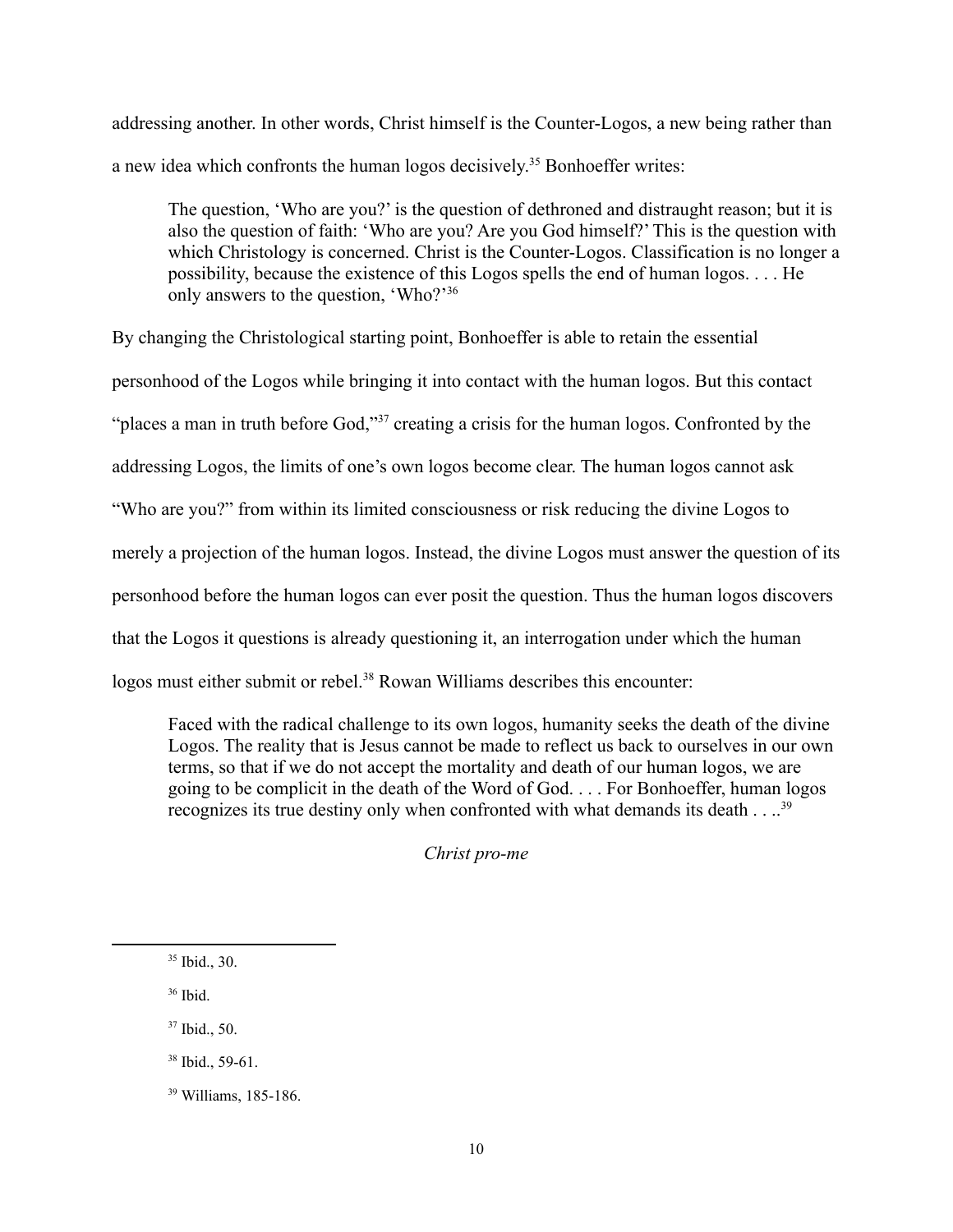addressing another. In other words, Christ himself is the Counter-Logos, a new being rather than a new idea which confronts the human logos decisively.[35] Bonhoeffer writes:

> The question, 'Who are you?' is the question of dethroned and distraught reason; but it is also the question of faith: 'Who are you? Are you God himself?' This is the question with which Christology is concerned. Christ is the Counter-Logos. Classification is no longer a possibility, because the existence of this Logos spells the end of human logos. . . . He only answers to the question, 'Who?'[36]

By changing the Christological starting point, Bonhoeffer is able to retain the essential personhood of the Logos while bringing it into contact with the human logos. But this contact "places a man in truth before God,"[37] creating a crisis for the human logos. Confronted by the addressing Logos, the limits of one's own logos become clear. The human logos cannot ask "Who are you?" from within its limited consciousness or risk reducing the divine Logos to merely a projection of the human logos. Instead, the divine Logos must answer the question of its personhood before the human logos can ever posit the question. Thus the human logos discovers that the Logos it questions is already questioning it, an interrogation under which the human logos must either submit or rebel.[38] Rowan Williams describes this encounter:

> Faced with the radical challenge to its own logos, humanity seeks the death of the divine Logos. The reality that is Jesus cannot be made to reflect us back to ourselves in our own terms, so that if we do not accept the mortality and death of our human logos, we are going to be complicit in the death of the Word of God. . . . For Bonhoeffer, human logos recognizes its true destiny only when confronted with what demands its death . . ..[39]

### *Christ pro-me*

---

[35] Ibid., 30.

[36] Ibid.

[37] Ibid., 50.

[38] Ibid., 59-61.

[39] Williams, 185-186.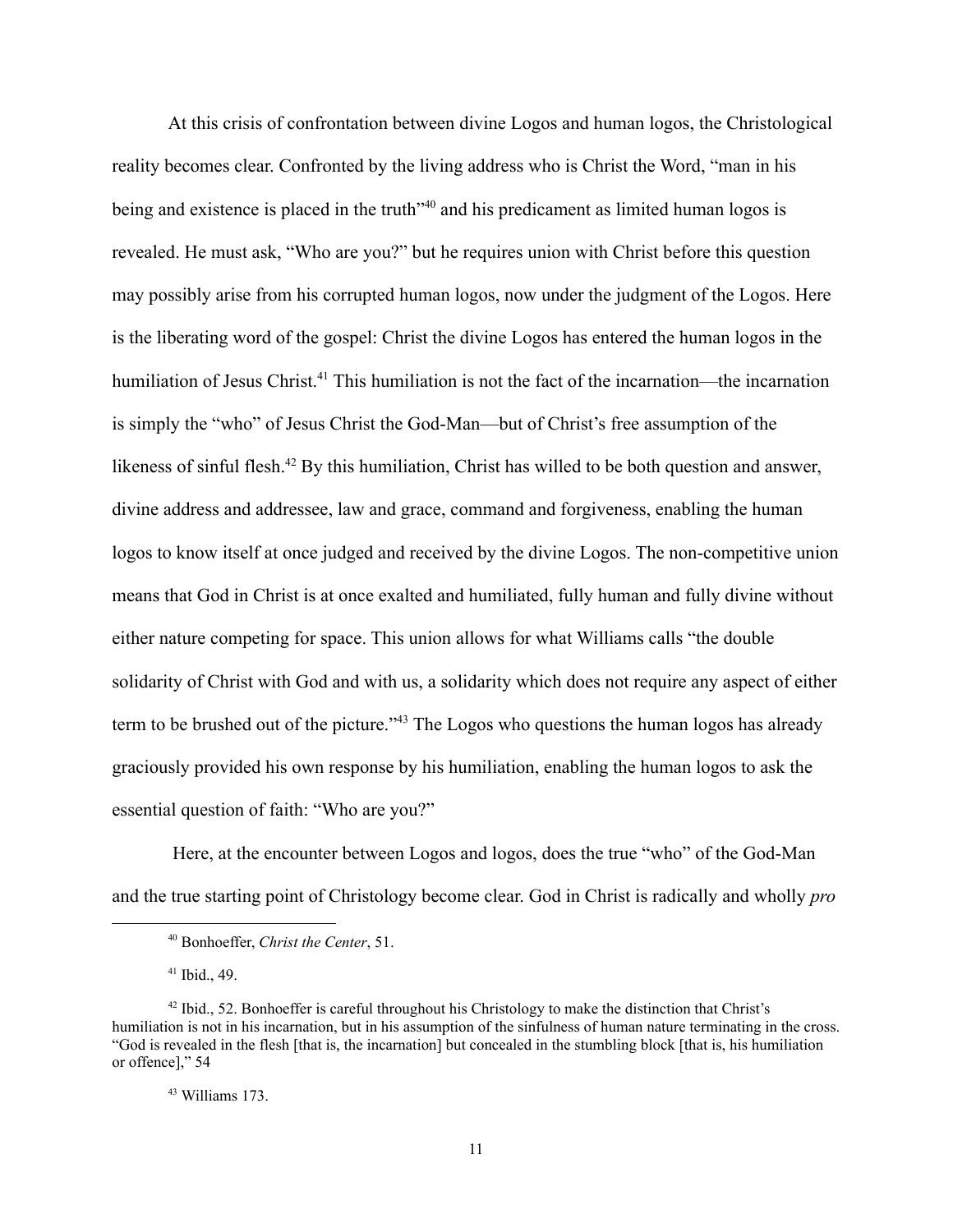At this crisis of confrontation between divine Logos and human logos, the Christological reality becomes clear. Confronted by the living address who is Christ the Word, "man in his being and existence is placed in the truth"[40] and his predicament as limited human logos is revealed. He must ask, "Who are you?" but he requires union with Christ before this question may possibly arise from his corrupted human logos, now under the judgment of the Logos. Here is the liberating word of the gospel: Christ the divine Logos has entered the human logos in the humiliation of Jesus Christ.[41] This humiliation is not the fact of the incarnation—the incarnation is simply the "who" of Jesus Christ the God-Man—but of Christ's free assumption of the likeness of sinful flesh.[42] By this humiliation, Christ has willed to be both question and answer, divine address and addressee, law and grace, command and forgiveness, enabling the human logos to know itself at once judged and received by the divine Logos. The non-competitive union means that God in Christ is at once exalted and humiliated, fully human and fully divine without either nature competing for space. This union allows for what Williams calls "the double solidarity of Christ with God and with us, a solidarity which does not require any aspect of either term to be brushed out of the picture."[43] The Logos who questions the human logos has already graciously provided his own response by his humiliation, enabling the human logos to ask the essential question of faith: "Who are you?"

Here, at the encounter between Logos and logos, does the true "who" of the God-Man and the true starting point of Christology become clear. God in Christ is radically and wholly *pro*

---

[40] Bonhoeffer, *Christ the Center*, 51.

[41] Ibid., 49.

[42] Ibid., 52. Bonhoeffer is careful throughout his Christology to make the distinction that Christ's humiliation is not in his incarnation, but in his assumption of the sinfulness of human nature terminating in the cross. "God is revealed in the flesh [that is, the incarnation] but concealed in the stumbling block [that is, his humiliation or offence]," 54

[43] Williams 173.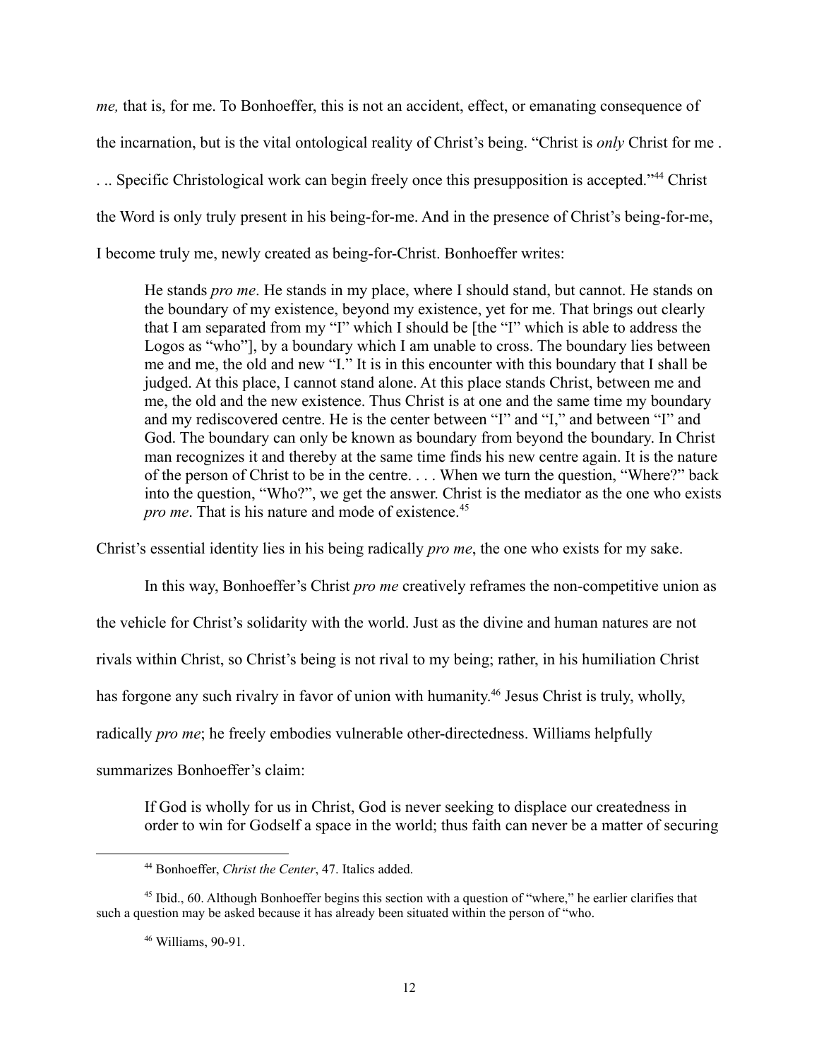*me,* that is, for me. To Bonhoeffer, this is not an accident, effect, or emanating consequence of the incarnation, but is the vital ontological reality of Christ's being. "Christ is *only* Christ for me . . .. Specific Christological work can begin freely once this presupposition is accepted."[44] Christ the Word is only truly present in his being-for-me. And in the presence of Christ's being-for-me, I become truly me, newly created as being-for-Christ. Bonhoeffer writes:

> He stands *pro me*. He stands in my place, where I should stand, but cannot. He stands on the boundary of my existence, beyond my existence, yet for me. That brings out clearly that I am separated from my "I" which I should be [the "I" which is able to address the Logos as "who"], by a boundary which I am unable to cross. The boundary lies between me and me, the old and new "I." It is in this encounter with this boundary that I shall be judged. At this place, I cannot stand alone. At this place stands Christ, between me and me, the old and the new existence. Thus Christ is at one and the same time my boundary and my rediscovered centre. He is the center between "I" and "I," and between "I" and God. The boundary can only be known as boundary from beyond the boundary. In Christ man recognizes it and thereby at the same time finds his new centre again. It is the nature of the person of Christ to be in the centre. . . . When we turn the question, "Where?" back into the question, "Who?", we get the answer. Christ is the mediator as the one who exists *pro me*. That is his nature and mode of existence.[45]

Christ's essential identity lies in his being radically *pro me*, the one who exists for my sake.

In this way, Bonhoeffer's Christ *pro me* creatively reframes the non-competitive union as the vehicle for Christ's solidarity with the world. Just as the divine and human natures are not rivals within Christ, so Christ's being is not rival to my being; rather, in his humiliation Christ has forgone any such rivalry in favor of union with humanity.[46] Jesus Christ is truly, wholly, radically *pro me*; he freely embodies vulnerable other-directedness. Williams helpfully summarizes Bonhoeffer's claim:

> If God is wholly for us in Christ, God is never seeking to displace our createdness in order to win for Godself a space in the world; thus faith can never be a matter of securing

---

[44] Bonhoeffer, *Christ the Center*, 47. Italics added.

[45] Ibid., 60. Although Bonhoeffer begins this section with a question of "where," he earlier clarifies that such a question may be asked because it has already been situated within the person of "who.

[46] Williams, 90-91.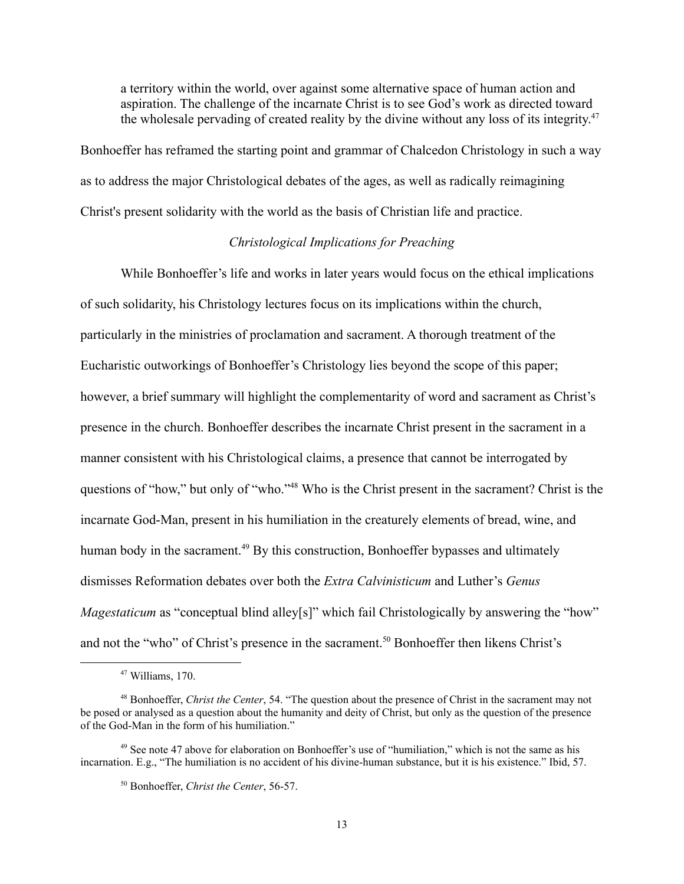> a territory within the world, over against some alternative space of human action and aspiration. The challenge of the incarnate Christ is to see God's work as directed toward the wholesale pervading of created reality by the divine without any loss of its integrity.[47]

Bonhoeffer has reframed the starting point and grammar of Chalcedon Christology in such a way as to address the major Christological debates of the ages, as well as radically reimagining Christ's present solidarity with the world as the basis of Christian life and practice.

### *Christological Implications for Preaching*

While Bonhoeffer's life and works in later years would focus on the ethical implications of such solidarity, his Christology lectures focus on its implications within the church, particularly in the ministries of proclamation and sacrament. A thorough treatment of the Eucharistic outworkings of Bonhoeffer's Christology lies beyond the scope of this paper; however, a brief summary will highlight the complementarity of word and sacrament as Christ's presence in the church. Bonhoeffer describes the incarnate Christ present in the sacrament in a manner consistent with his Christological claims, a presence that cannot be interrogated by questions of "how," but only of "who."[48] Who is the Christ present in the sacrament? Christ is the incarnate God-Man, present in his humiliation in the creaturely elements of bread, wine, and human body in the sacrament.[49] By this construction, Bonhoeffer bypasses and ultimately dismisses Reformation debates over both the *Extra Calvinisticum* and Luther's *Genus Magestaticum* as "conceptual blind alley[s]" which fail Christologically by answering the "how" and not the "who" of Christ's presence in the sacrament.[50] Bonhoeffer then likens Christ's

---

[47] Williams, 170.

[48] Bonhoeffer, *Christ the Center*, 54. "The question about the presence of Christ in the sacrament may not be posed or analysed as a question about the humanity and deity of Christ, but only as the question of the presence of the God-Man in the form of his humiliation."

[49] See note 47 above for elaboration on Bonhoeffer's use of "humiliation," which is not the same as his incarnation. E.g., "The humiliation is no accident of his divine-human substance, but it is his existence." Ibid, 57.

[50] Bonhoeffer, *Christ the Center*, 56-57.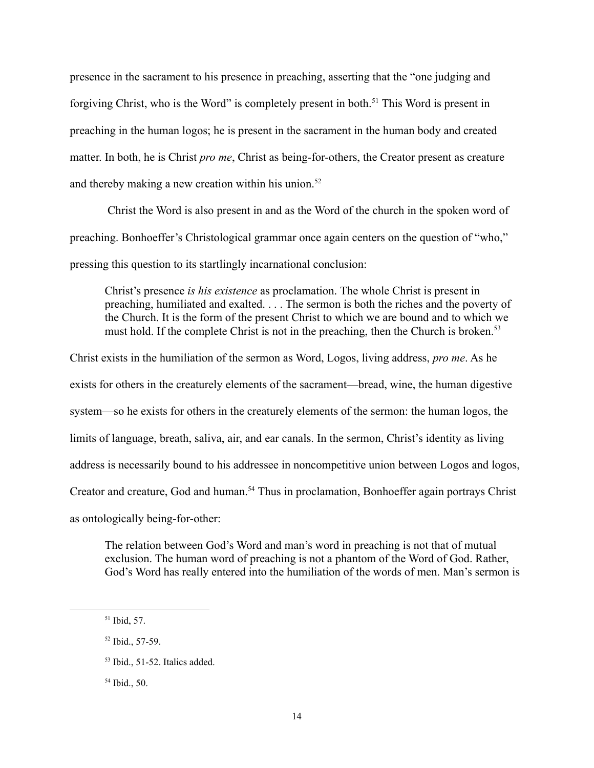presence in the sacrament to his presence in preaching, asserting that the "one judging and forgiving Christ, who is the Word" is completely present in both.[51] This Word is present in preaching in the human logos; he is present in the sacrament in the human body and created matter. In both, he is Christ *pro me*, Christ as being-for-others, the Creator present as creature and thereby making a new creation within his union.[52]

Christ the Word is also present in and as the Word of the church in the spoken word of preaching. Bonhoeffer's Christological grammar once again centers on the question of "who," pressing this question to its startlingly incarnational conclusion:

> Christ's presence *is his existence* as proclamation. The whole Christ is present in preaching, humiliated and exalted. . . . The sermon is both the riches and the poverty of the Church. It is the form of the present Christ to which we are bound and to which we must hold. If the complete Christ is not in the preaching, then the Church is broken.[53]

Christ exists in the humiliation of the sermon as Word, Logos, living address, *pro me*. As he exists for others in the creaturely elements of the sacrament—bread, wine, the human digestive system—so he exists for others in the creaturely elements of the sermon: the human logos, the limits of language, breath, saliva, air, and ear canals. In the sermon, Christ's identity as living address is necessarily bound to his addressee in noncompetitive union between Logos and logos, Creator and creature, God and human.[54] Thus in proclamation, Bonhoeffer again portrays Christ as ontologically being-for-other:

> The relation between God's Word and man's word in preaching is not that of mutual exclusion. The human word of preaching is not a phantom of the Word of God. Rather, God's Word has really entered into the humiliation of the words of men. Man's sermon is

---

[51] Ibid, 57.

[52] Ibid., 57-59.

[53] Ibid., 51-52. Italics added.

[54] Ibid., 50.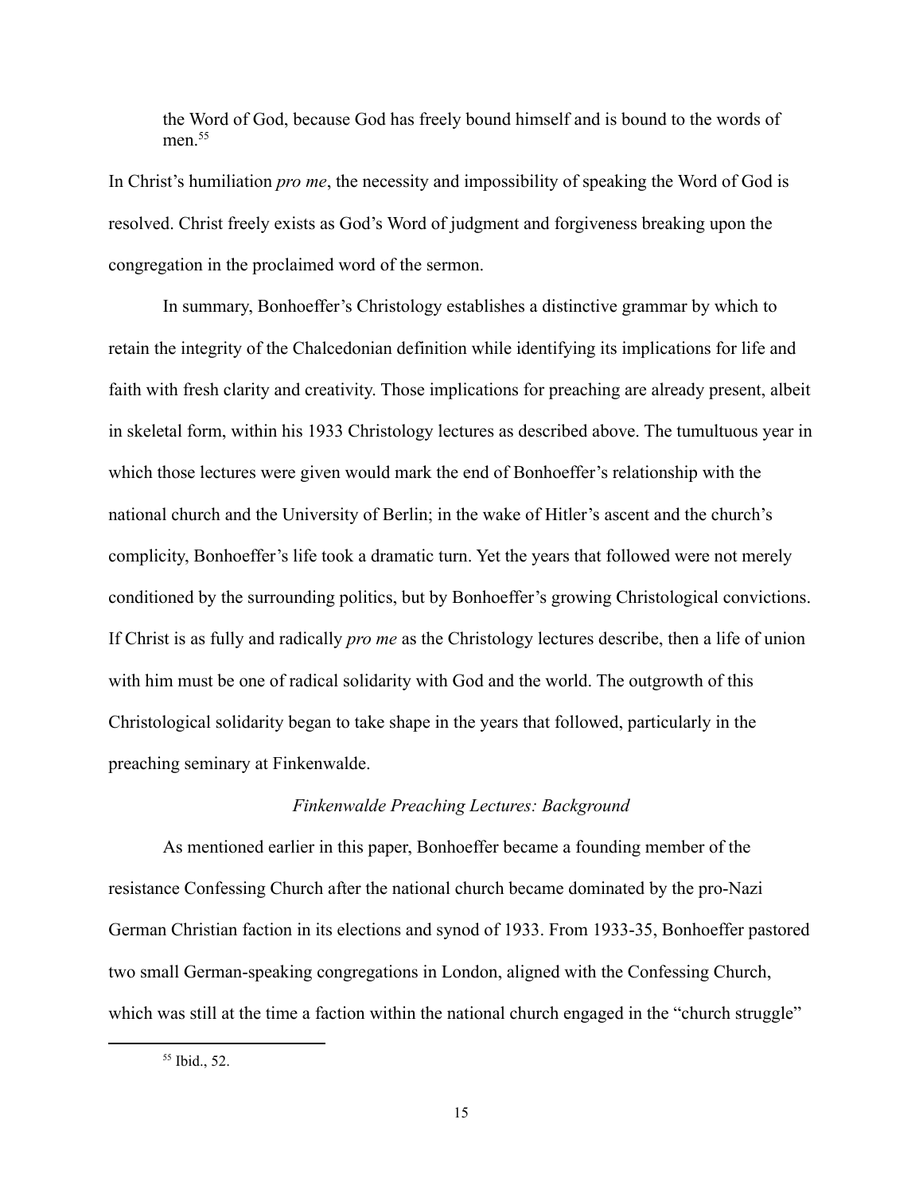> the Word of God, because God has freely bound himself and is bound to the words of men.[55]

In Christ's humiliation *pro me*, the necessity and impossibility of speaking the Word of God is resolved. Christ freely exists as God's Word of judgment and forgiveness breaking upon the congregation in the proclaimed word of the sermon.

In summary, Bonhoeffer's Christology establishes a distinctive grammar by which to retain the integrity of the Chalcedonian definition while identifying its implications for life and faith with fresh clarity and creativity. Those implications for preaching are already present, albeit in skeletal form, within his 1933 Christology lectures as described above. The tumultuous year in which those lectures were given would mark the end of Bonhoeffer's relationship with the national church and the University of Berlin; in the wake of Hitler's ascent and the church's complicity, Bonhoeffer's life took a dramatic turn. Yet the years that followed were not merely conditioned by the surrounding politics, but by Bonhoeffer's growing Christological convictions. If Christ is as fully and radically *pro me* as the Christology lectures describe, then a life of union with him must be one of radical solidarity with God and the world. The outgrowth of this Christological solidarity began to take shape in the years that followed, particularly in the preaching seminary at Finkenwalde.

### *Finkenwalde Preaching Lectures: Background*

As mentioned earlier in this paper, Bonhoeffer became a founding member of the resistance Confessing Church after the national church became dominated by the pro-Nazi German Christian faction in its elections and synod of 1933. From 1933-35, Bonhoeffer pastored two small German-speaking congregations in London, aligned with the Confessing Church, which was still at the time a faction within the national church engaged in the "church struggle"

---

[55] Ibid., 52.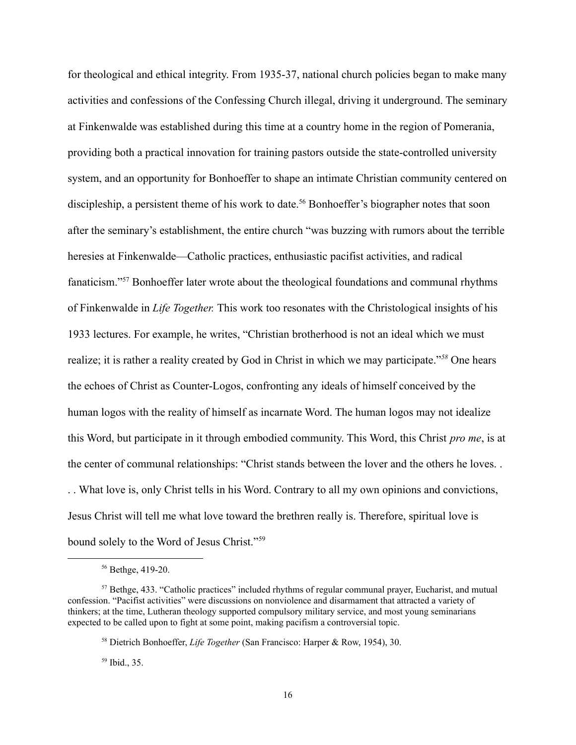for theological and ethical integrity. From 1935-37, national church policies began to make many activities and confessions of the Confessing Church illegal, driving it underground. The seminary at Finkenwalde was established during this time at a country home in the region of Pomerania, providing both a practical innovation for training pastors outside the state-controlled university system, and an opportunity for Bonhoeffer to shape an intimate Christian community centered on discipleship, a persistent theme of his work to date.[56] Bonhoeffer's biographer notes that soon after the seminary's establishment, the entire church "was buzzing with rumors about the terrible heresies at Finkenwalde—Catholic practices, enthusiastic pacifist activities, and radical fanaticism."[57] Bonhoeffer later wrote about the theological foundations and communal rhythms of Finkenwalde in *Life Together.* This work too resonates with the Christological insights of his 1933 lectures. For example, he writes, "Christian brotherhood is not an ideal which we must realize; it is rather a reality created by God in Christ in which we may participate."[58] One hears the echoes of Christ as Counter-Logos, confronting any ideals of himself conceived by the human logos with the reality of himself as incarnate Word. The human logos may not idealize this Word, but participate in it through embodied community. This Word, this Christ *pro me*, is at the center of communal relationships: "Christ stands between the lover and the others he loves. . . . What love is, only Christ tells in his Word. Contrary to all my own opinions and convictions, Jesus Christ will tell me what love toward the brethren really is. Therefore, spiritual love is bound solely to the Word of Jesus Christ."[59]

[56] Bethge, 419-20.

[57] Bethge, 433. "Catholic practices" included rhythms of regular communal prayer, Eucharist, and mutual confession. "Pacifist activities" were discussions on nonviolence and disarmament that attracted a variety of thinkers; at the time, Lutheran theology supported compulsory military service, and most young seminarians expected to be called upon to fight at some point, making pacifism a controversial topic.

[58] Dietrich Bonhoeffer, *Life Together* (San Francisco: Harper & Row, 1954), 30.

[59] Ibid., 35.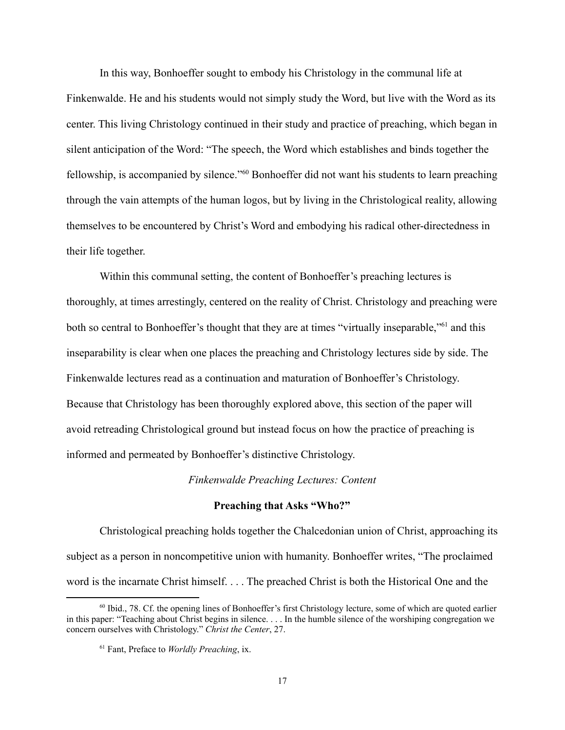In this way, Bonhoeffer sought to embody his Christology in the communal life at Finkenwalde. He and his students would not simply study the Word, but live with the Word as its center. This living Christology continued in their study and practice of preaching, which began in silent anticipation of the Word: "The speech, the Word which establishes and binds together the fellowship, is accompanied by silence."[60] Bonhoeffer did not want his students to learn preaching through the vain attempts of the human logos, but by living in the Christological reality, allowing themselves to be encountered by Christ's Word and embodying his radical other-directedness in their life together.

Within this communal setting, the content of Bonhoeffer's preaching lectures is thoroughly, at times arrestingly, centered on the reality of Christ. Christology and preaching were both so central to Bonhoeffer's thought that they are at times "virtually inseparable,"[61] and this inseparability is clear when one places the preaching and Christology lectures side by side. The Finkenwalde lectures read as a continuation and maturation of Bonhoeffer's Christology. Because that Christology has been thoroughly explored above, this section of the paper will avoid retreading Christological ground but instead focus on how the practice of preaching is informed and permeated by Bonhoeffer's distinctive Christology.

*Finkenwalde Preaching Lectures: Content*

**Preaching that Asks "Who?"**

Christological preaching holds together the Chalcedonian union of Christ, approaching its subject as a person in noncompetitive union with humanity. Bonhoeffer writes, "The proclaimed word is the incarnate Christ himself. . . . The preached Christ is both the Historical One and the

---

[60] Ibid., 78. Cf. the opening lines of Bonhoeffer's first Christology lecture, some of which are quoted earlier in this paper: "Teaching about Christ begins in silence. . . . In the humble silence of the worshiping congregation we concern ourselves with Christology." *Christ the Center*, 27.

[61] Fant, Preface to *Worldly Preaching*, ix.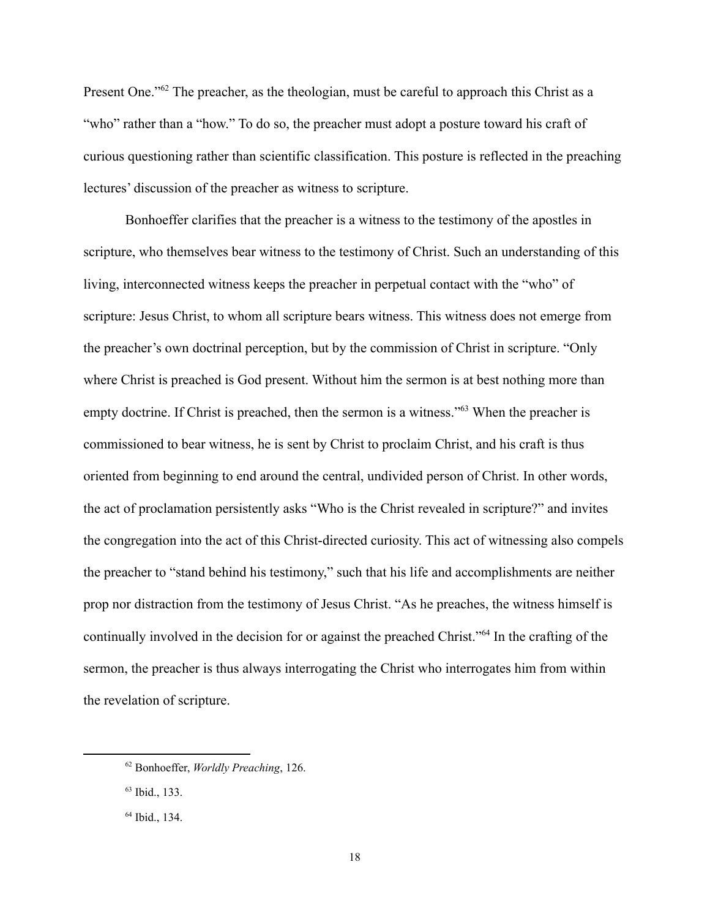Present One."[62] The preacher, as the theologian, must be careful to approach this Christ as a "who" rather than a "how." To do so, the preacher must adopt a posture toward his craft of curious questioning rather than scientific classification. This posture is reflected in the preaching lectures' discussion of the preacher as witness to scripture.

Bonhoeffer clarifies that the preacher is a witness to the testimony of the apostles in scripture, who themselves bear witness to the testimony of Christ. Such an understanding of this living, interconnected witness keeps the preacher in perpetual contact with the "who" of scripture: Jesus Christ, to whom all scripture bears witness. This witness does not emerge from the preacher's own doctrinal perception, but by the commission of Christ in scripture. "Only where Christ is preached is God present. Without him the sermon is at best nothing more than empty doctrine. If Christ is preached, then the sermon is a witness."[63] When the preacher is commissioned to bear witness, he is sent by Christ to proclaim Christ, and his craft is thus oriented from beginning to end around the central, undivided person of Christ. In other words, the act of proclamation persistently asks "Who is the Christ revealed in scripture?" and invites the congregation into the act of this Christ-directed curiosity. This act of witnessing also compels the preacher to "stand behind his testimony," such that his life and accomplishments are neither prop nor distraction from the testimony of Jesus Christ. "As he preaches, the witness himself is continually involved in the decision for or against the preached Christ."[64] In the crafting of the sermon, the preacher is thus always interrogating the Christ who interrogates him from within the revelation of scripture.

---

[62] Bonhoeffer, *Worldly Preaching*, 126.

[63] Ibid., 133.

[64] Ibid., 134.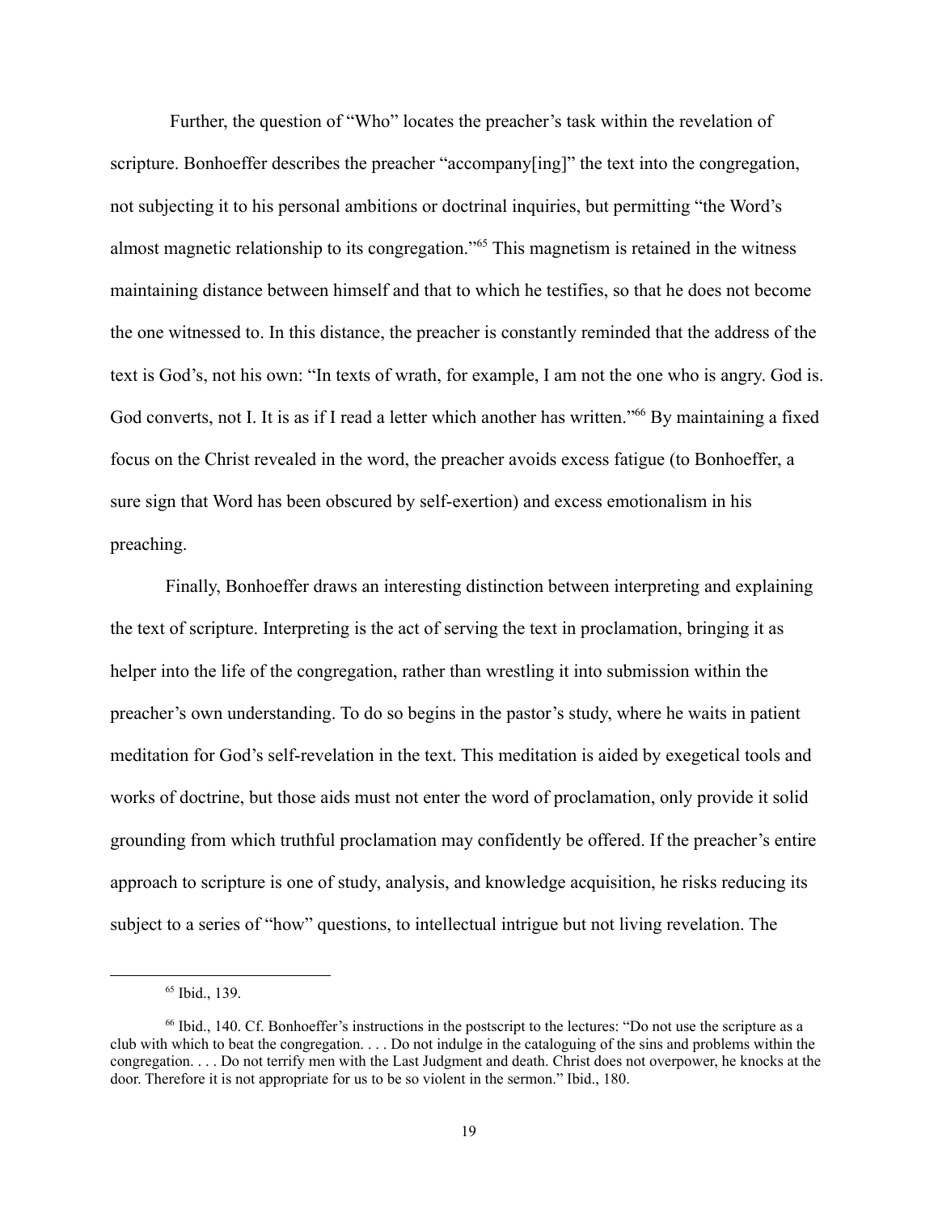Further, the question of "Who" locates the preacher's task within the revelation of scripture. Bonhoeffer describes the preacher "accompany[ing]" the text into the congregation, not subjecting it to his personal ambitions or doctrinal inquiries, but permitting "the Word's almost magnetic relationship to its congregation."[65] This magnetism is retained in the witness maintaining distance between himself and that to which he testifies, so that he does not become the one witnessed to. In this distance, the preacher is constantly reminded that the address of the text is God's, not his own: "In texts of wrath, for example, I am not the one who is angry. God is. God converts, not I. It is as if I read a letter which another has written."[66] By maintaining a fixed focus on the Christ revealed in the word, the preacher avoids excess fatigue (to Bonhoeffer, a sure sign that Word has been obscured by self-exertion) and excess emotionalism in his preaching.

Finally, Bonhoeffer draws an interesting distinction between interpreting and explaining the text of scripture. Interpreting is the act of serving the text in proclamation, bringing it as helper into the life of the congregation, rather than wrestling it into submission within the preacher's own understanding. To do so begins in the pastor's study, where he waits in patient meditation for God's self-revelation in the text. This meditation is aided by exegetical tools and works of doctrine, but those aids must not enter the word of proclamation, only provide it solid grounding from which truthful proclamation may confidently be offered. If the preacher's entire approach to scripture is one of study, analysis, and knowledge acquisition, he risks reducing its subject to a series of "how" questions, to intellectual intrigue but not living revelation. The

---

[65] Ibid., 139.

[66] Ibid., 140. Cf. Bonhoeffer's instructions in the postscript to the lectures: "Do not use the scripture as a club with which to beat the congregation. . . . Do not indulge in the cataloguing of the sins and problems within the congregation. . . . Do not terrify men with the Last Judgment and death. Christ does not overpower, he knocks at the door. Therefore it is not appropriate for us to be so violent in the sermon." Ibid., 180.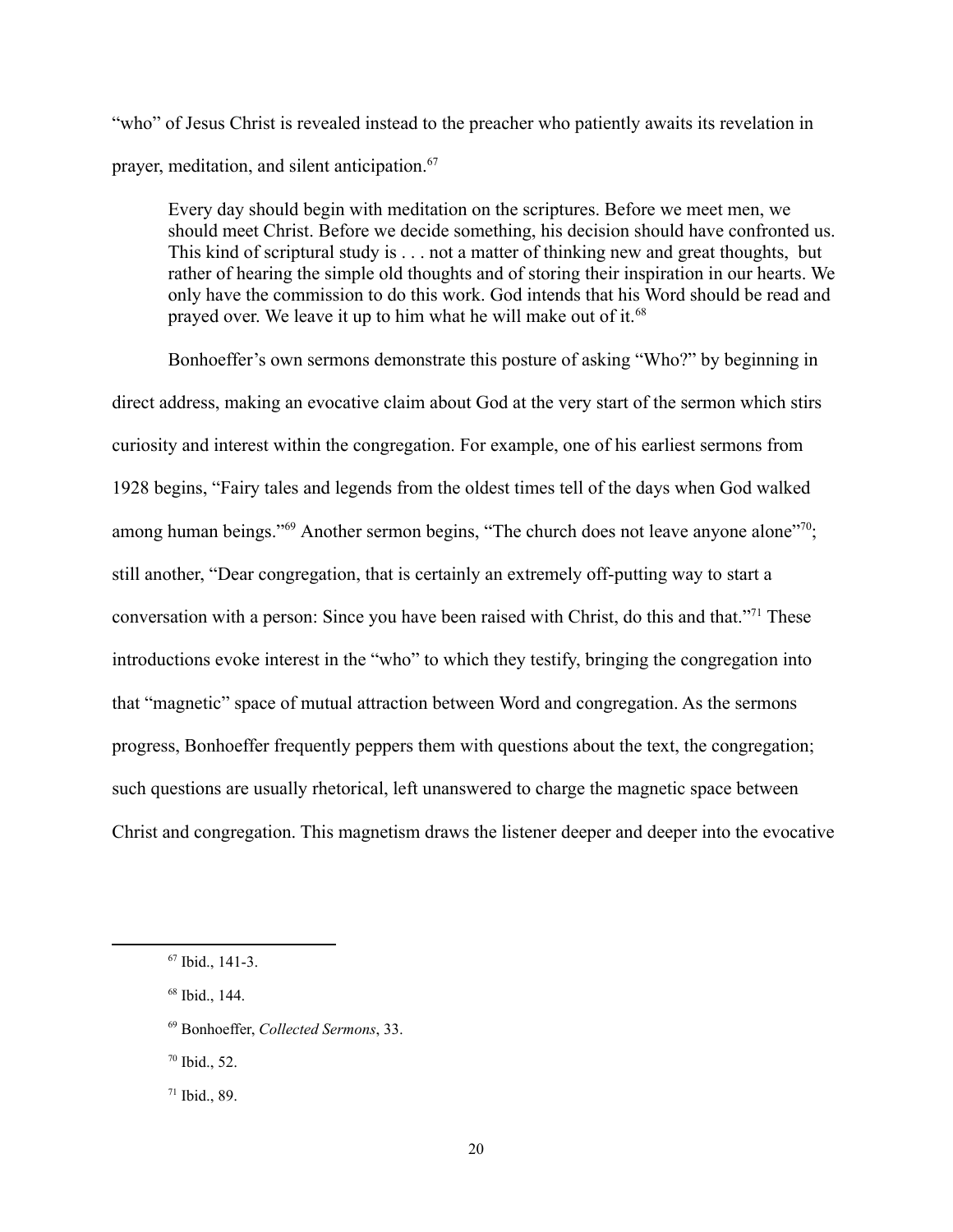"who" of Jesus Christ is revealed instead to the preacher who patiently awaits its revelation in prayer, meditation, and silent anticipation.[67]

> Every day should begin with meditation on the scriptures. Before we meet men, we should meet Christ. Before we decide something, his decision should have confronted us. This kind of scriptural study is . . . not a matter of thinking new and great thoughts, but rather of hearing the simple old thoughts and of storing their inspiration in our hearts. We only have the commission to do this work. God intends that his Word should be read and prayed over. We leave it up to him what he will make out of it.[68]

Bonhoeffer's own sermons demonstrate this posture of asking "Who?" by beginning in direct address, making an evocative claim about God at the very start of the sermon which stirs curiosity and interest within the congregation. For example, one of his earliest sermons from 1928 begins, "Fairy tales and legends from the oldest times tell of the days when God walked among human beings."[69] Another sermon begins, "The church does not leave anyone alone"[70]; still another, "Dear congregation, that is certainly an extremely off-putting way to start a conversation with a person: Since you have been raised with Christ, do this and that."[71] These introductions evoke interest in the "who" to which they testify, bringing the congregation into that "magnetic" space of mutual attraction between Word and congregation. As the sermons progress, Bonhoeffer frequently peppers them with questions about the text, the congregation; such questions are usually rhetorical, left unanswered to charge the magnetic space between Christ and congregation. This magnetism draws the listener deeper and deeper into the evocative

---

[67] Ibid., 141-3.

[68] Ibid., 144.

[69] Bonhoeffer, *Collected Sermons*, 33.

[70] Ibid., 52.

[71] Ibid., 89.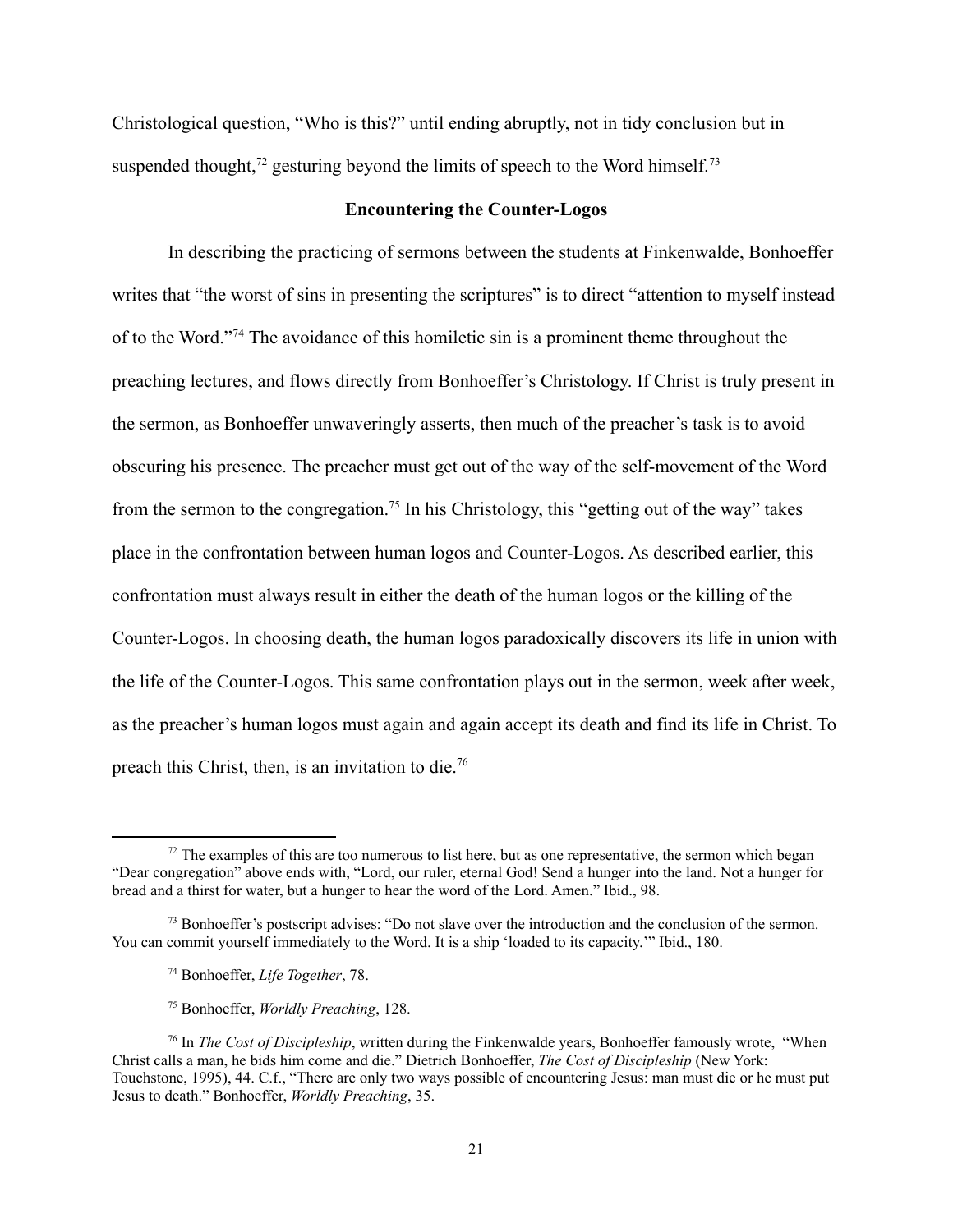Christological question, "Who is this?" until ending abruptly, not in tidy conclusion but in suspended thought,[72] gesturing beyond the limits of speech to the Word himself.[73]

## Encountering the Counter-Logos

In describing the practicing of sermons between the students at Finkenwalde, Bonhoeffer writes that "the worst of sins in presenting the scriptures" is to direct "attention to myself instead of to the Word."[74] The avoidance of this homiletic sin is a prominent theme throughout the preaching lectures, and flows directly from Bonhoeffer's Christology. If Christ is truly present in the sermon, as Bonhoeffer unwaveringly asserts, then much of the preacher's task is to avoid obscuring his presence. The preacher must get out of the way of the self-movement of the Word from the sermon to the congregation.[75] In his Christology, this "getting out of the way" takes place in the confrontation between human logos and Counter-Logos. As described earlier, this confrontation must always result in either the death of the human logos or the killing of the Counter-Logos. In choosing death, the human logos paradoxically discovers its life in union with the life of the Counter-Logos. This same confrontation plays out in the sermon, week after week, as the preacher's human logos must again and again accept its death and find its life in Christ. To preach this Christ, then, is an invitation to die.[76]

---

[72] The examples of this are too numerous to list here, but as one representative, the sermon which began "Dear congregation" above ends with, "Lord, our ruler, eternal God! Send a hunger into the land. Not a hunger for bread and a thirst for water, but a hunger to hear the word of the Lord. Amen." Ibid., 98.

[73] Bonhoeffer's postscript advises: "Do not slave over the introduction and the conclusion of the sermon. You can commit yourself immediately to the Word. It is a ship 'loaded to its capacity.'" Ibid., 180.

[74] Bonhoeffer, *Life Together*, 78.

[75] Bonhoeffer, *Worldly Preaching*, 128.

[76] In *The Cost of Discipleship*, written during the Finkenwalde years, Bonhoeffer famously wrote, "When Christ calls a man, he bids him come and die." Dietrich Bonhoeffer, *The Cost of Discipleship* (New York: Touchstone, 1995), 44. C.f., "There are only two ways possible of encountering Jesus: man must die or he must put Jesus to death." Bonhoeffer, *Worldly Preaching*, 35.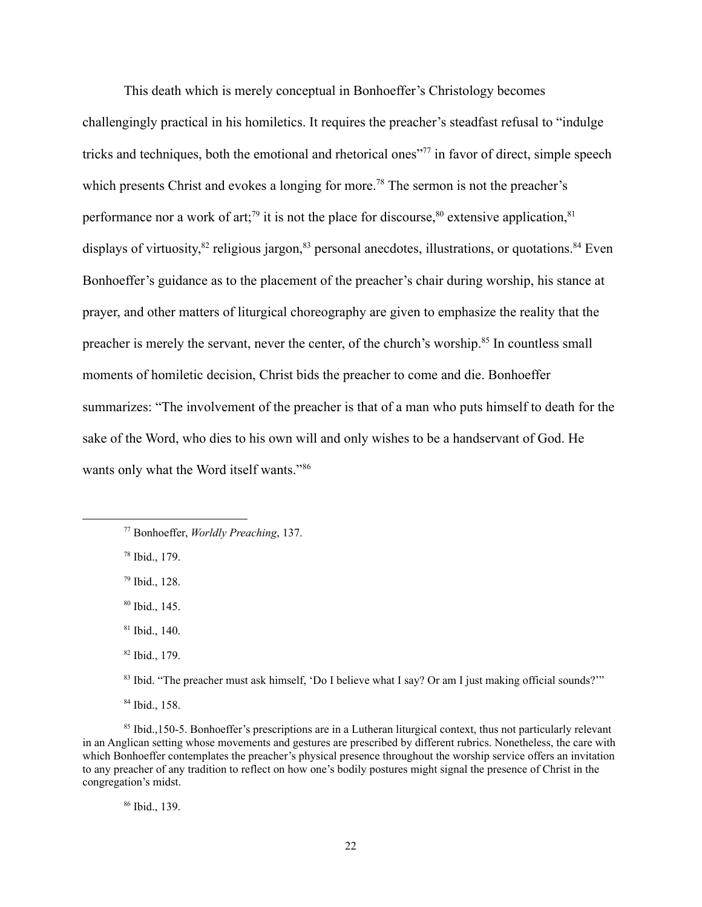This death which is merely conceptual in Bonhoeffer's Christology becomes challengingly practical in his homiletics. It requires the preacher's steadfast refusal to "indulge tricks and techniques, both the emotional and rhetorical ones"[77] in favor of direct, simple speech which presents Christ and evokes a longing for more.[78] The sermon is not the preacher's performance nor a work of art;[79] it is not the place for discourse,[80] extensive application,[81] displays of virtuosity,[82] religious jargon,[83] personal anecdotes, illustrations, or quotations.[84] Even Bonhoeffer's guidance as to the placement of the preacher's chair during worship, his stance at prayer, and other matters of liturgical choreography are given to emphasize the reality that the preacher is merely the servant, never the center, of the church's worship.[85] In countless small moments of homiletic decision, Christ bids the preacher to come and die. Bonhoeffer summarizes: "The involvement of the preacher is that of a man who puts himself to death for the sake of the Word, who dies to his own will and only wishes to be a handservant of God. He wants only what the Word itself wants."[86]

---

[77] Bonhoeffer, *Worldly Preaching*, 137.

[78] Ibid., 179.

[79] Ibid., 128.

[80] Ibid., 145.

[81] Ibid., 140.

[82] Ibid., 179.

[83] Ibid. "The preacher must ask himself, 'Do I believe what I say? Or am I just making official sounds?'"

[84] Ibid., 158.

[85] Ibid.,150-5. Bonhoeffer's prescriptions are in a Lutheran liturgical context, thus not particularly relevant in an Anglican setting whose movements and gestures are prescribed by different rubrics. Nonetheless, the care with which Bonhoeffer contemplates the preacher's physical presence throughout the worship service offers an invitation to any preacher of any tradition to reflect on how one's bodily postures might signal the presence of Christ in the congregation's midst.

[86] Ibid., 139.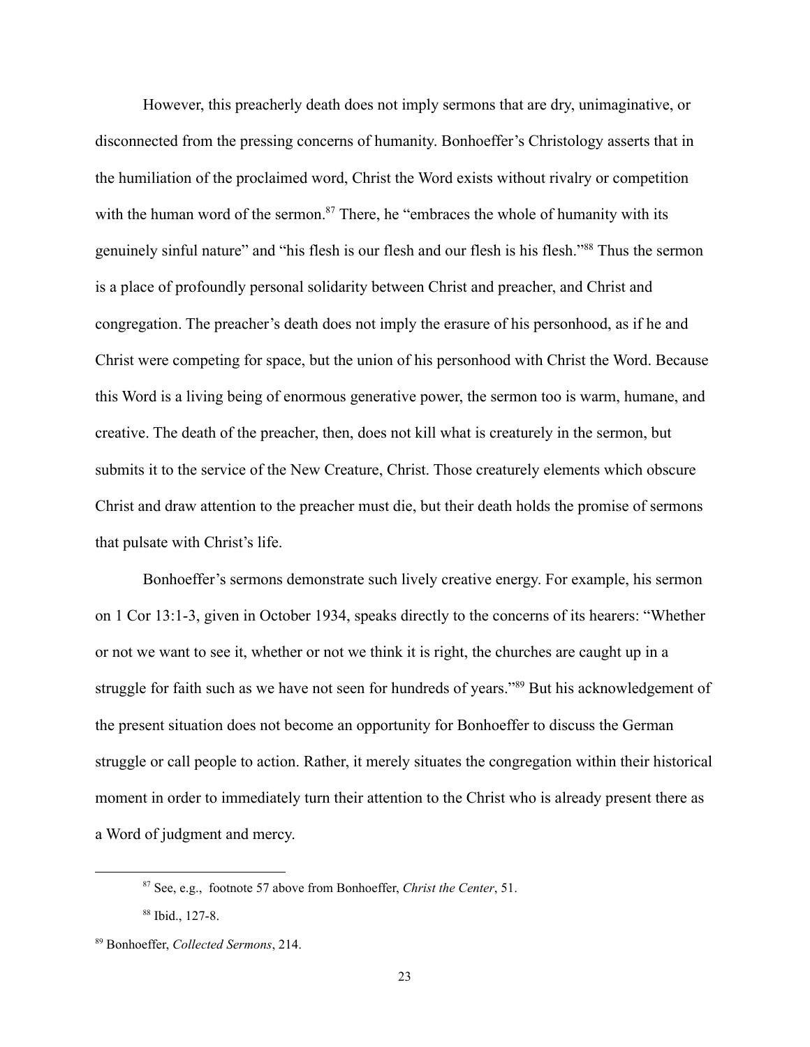However, this preacherly death does not imply sermons that are dry, unimaginative, or disconnected from the pressing concerns of humanity. Bonhoeffer's Christology asserts that in the humiliation of the proclaimed word, Christ the Word exists without rivalry or competition with the human word of the sermon.[87] There, he "embraces the whole of humanity with its genuinely sinful nature" and "his flesh is our flesh and our flesh is his flesh."[88] Thus the sermon is a place of profoundly personal solidarity between Christ and preacher, and Christ and congregation. The preacher's death does not imply the erasure of his personhood, as if he and Christ were competing for space, but the union of his personhood with Christ the Word. Because this Word is a living being of enormous generative power, the sermon too is warm, humane, and creative. The death of the preacher, then, does not kill what is creaturely in the sermon, but submits it to the service of the New Creature, Christ. Those creaturely elements which obscure Christ and draw attention to the preacher must die, but their death holds the promise of sermons that pulsate with Christ's life.

Bonhoeffer's sermons demonstrate such lively creative energy. For example, his sermon on 1 Cor 13:1-3, given in October 1934, speaks directly to the concerns of its hearers: "Whether or not we want to see it, whether or not we think it is right, the churches are caught up in a struggle for faith such as we have not seen for hundreds of years."[89] But his acknowledgement of the present situation does not become an opportunity for Bonhoeffer to discuss the German struggle or call people to action. Rather, it merely situates the congregation within their historical moment in order to immediately turn their attention to the Christ who is already present there as a Word of judgment and mercy.

---

[87] See, e.g., footnote 57 above from Bonhoeffer, *Christ the Center*, 51.

[88] Ibid., 127-8.

[89] Bonhoeffer, *Collected Sermons*, 214.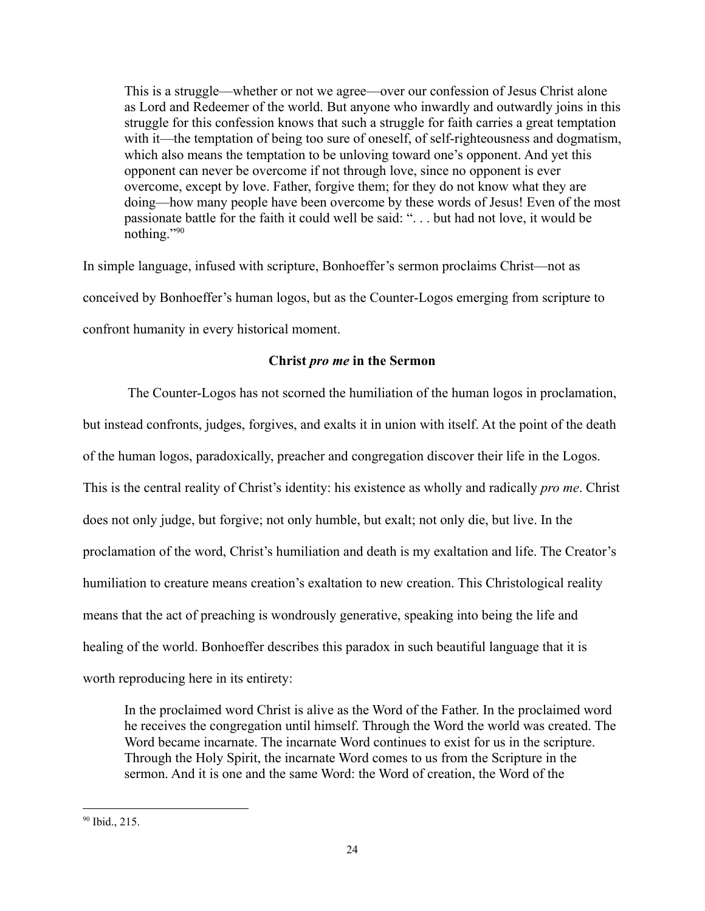> This is a struggle—whether or not we agree—over our confession of Jesus Christ alone as Lord and Redeemer of the world. But anyone who inwardly and outwardly joins in this struggle for this confession knows that such a struggle for faith carries a great temptation with it—the temptation of being too sure of oneself, of self-righteousness and dogmatism, which also means the temptation to be unloving toward one's opponent. And yet this opponent can never be overcome if not through love, since no opponent is ever overcome, except by love. Father, forgive them; for they do not know what they are doing—how many people have been overcome by these words of Jesus! Even of the most passionate battle for the faith it could well be said: ". . . but had not love, it would be nothing."[90]

In simple language, infused with scripture, Bonhoeffer's sermon proclaims Christ—not as conceived by Bonhoeffer's human logos, but as the Counter-Logos emerging from scripture to confront humanity in every historical moment.

### Christ *pro me* in the Sermon

The Counter-Logos has not scorned the humiliation of the human logos in proclamation, but instead confronts, judges, forgives, and exalts it in union with itself. At the point of the death of the human logos, paradoxically, preacher and congregation discover their life in the Logos. This is the central reality of Christ's identity: his existence as wholly and radically *pro me*. Christ does not only judge, but forgive; not only humble, but exalt; not only die, but live. In the proclamation of the word, Christ's humiliation and death is my exaltation and life. The Creator's humiliation to creature means creation's exaltation to new creation. This Christological reality means that the act of preaching is wondrously generative, speaking into being the life and healing of the world. Bonhoeffer describes this paradox in such beautiful language that it is worth reproducing here in its entirety:

> In the proclaimed word Christ is alive as the Word of the Father. In the proclaimed word he receives the congregation until himself. Through the Word the world was created. The Word became incarnate. The incarnate Word continues to exist for us in the scripture. Through the Holy Spirit, the incarnate Word comes to us from the Scripture in the sermon. And it is one and the same Word: the Word of creation, the Word of the

[90] Ibid., 215.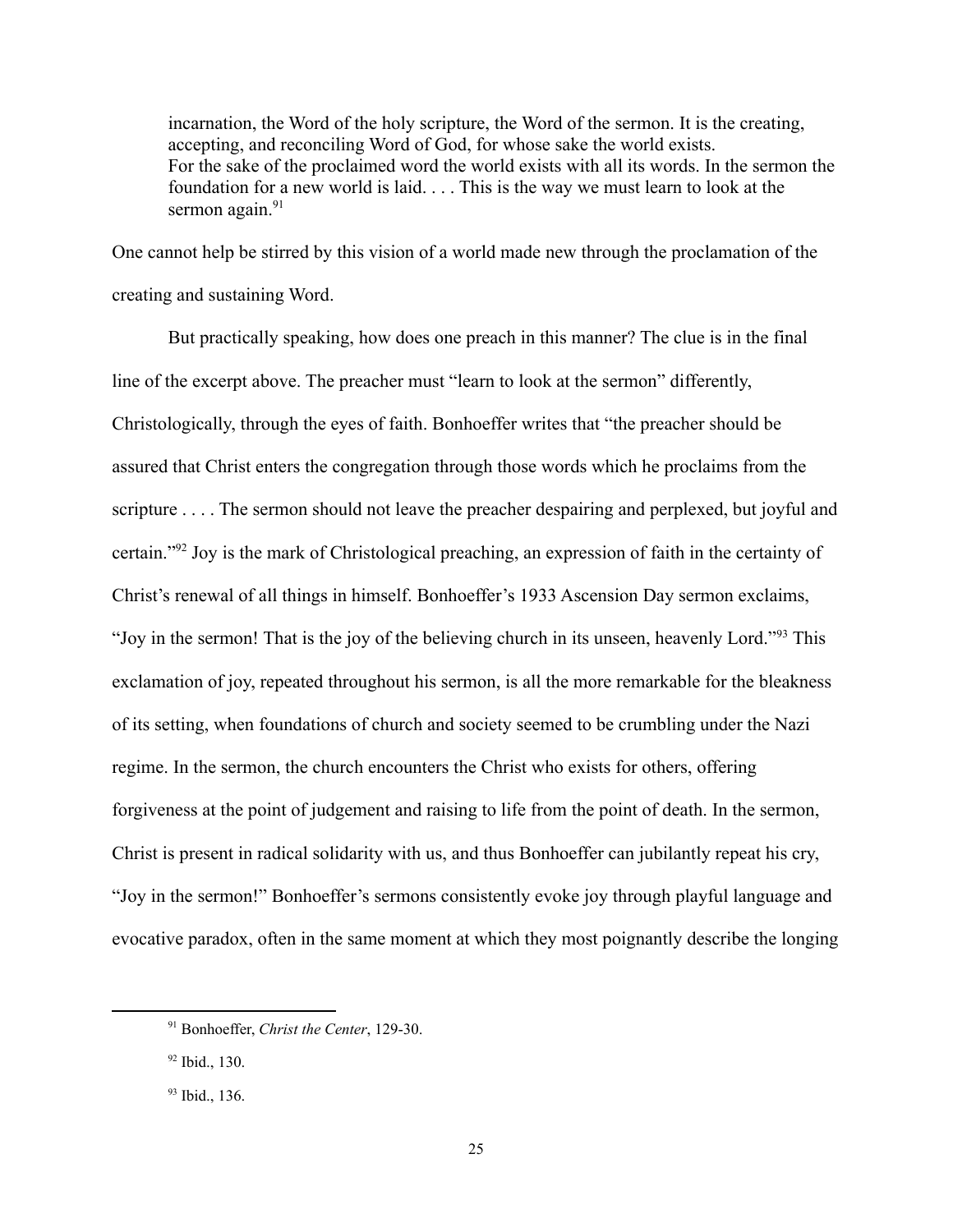> incarnation, the Word of the holy scripture, the Word of the sermon. It is the creating, accepting, and reconciling Word of God, for whose sake the world exists. For the sake of the proclaimed word the world exists with all its words. In the sermon the foundation for a new world is laid. . . . This is the way we must learn to look at the sermon again.[91]

One cannot help be stirred by this vision of a world made new through the proclamation of the creating and sustaining Word.

But practically speaking, how does one preach in this manner? The clue is in the final line of the excerpt above. The preacher must "learn to look at the sermon" differently, Christologically, through the eyes of faith. Bonhoeffer writes that "the preacher should be assured that Christ enters the congregation through those words which he proclaims from the scripture . . . . The sermon should not leave the preacher despairing and perplexed, but joyful and certain."[92] Joy is the mark of Christological preaching, an expression of faith in the certainty of Christ's renewal of all things in himself. Bonhoeffer's 1933 Ascension Day sermon exclaims, "Joy in the sermon! That is the joy of the believing church in its unseen, heavenly Lord."[93] This exclamation of joy, repeated throughout his sermon, is all the more remarkable for the bleakness of its setting, when foundations of church and society seemed to be crumbling under the Nazi regime. In the sermon, the church encounters the Christ who exists for others, offering forgiveness at the point of judgement and raising to life from the point of death. In the sermon, Christ is present in radical solidarity with us, and thus Bonhoeffer can jubilantly repeat his cry, "Joy in the sermon!" Bonhoeffer's sermons consistently evoke joy through playful language and evocative paradox, often in the same moment at which they most poignantly describe the longing

---

[91] Bonhoeffer, *Christ the Center*, 129-30.

[92] Ibid., 130.

[93] Ibid., 136.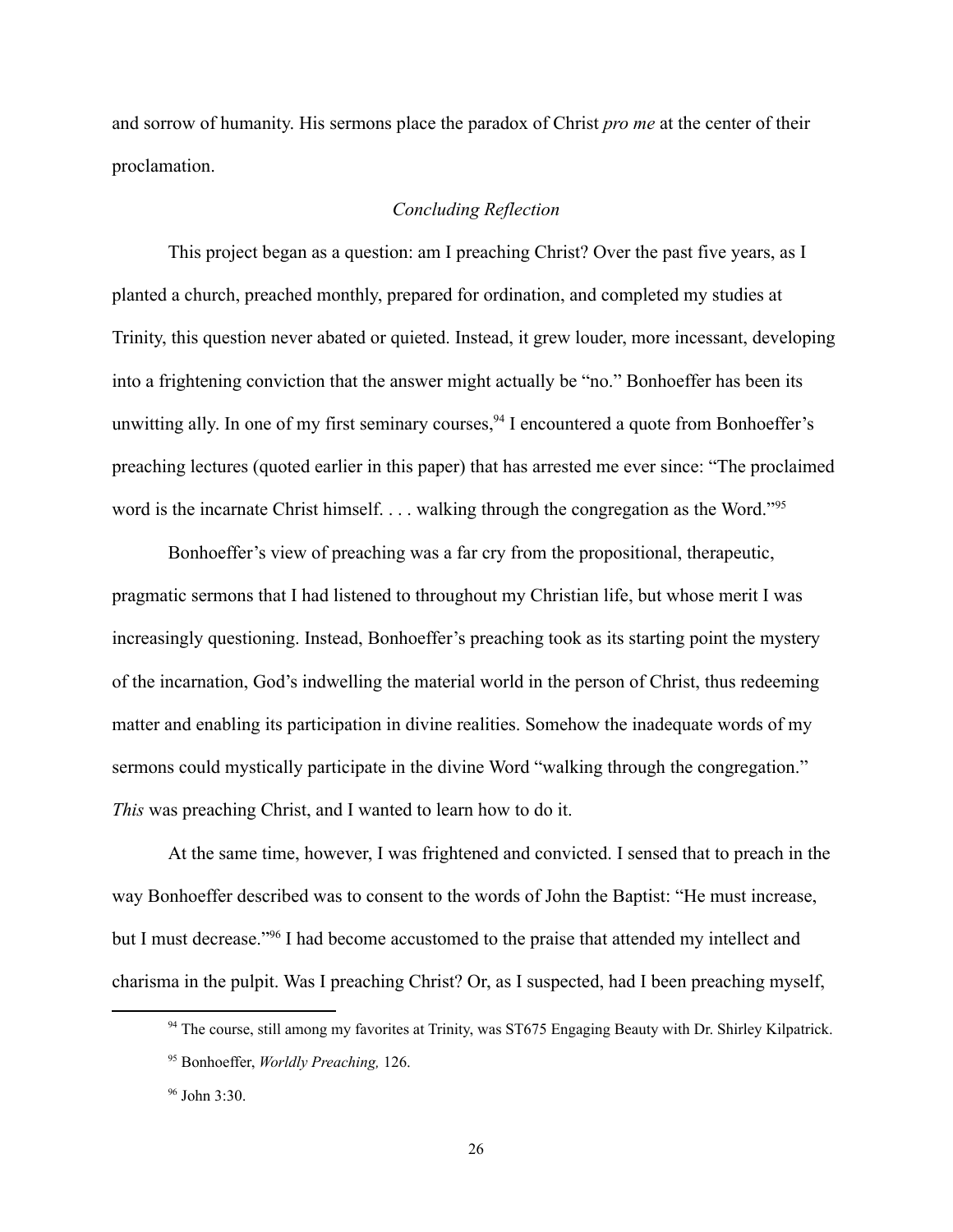and sorrow of humanity. His sermons place the paradox of Christ *pro me* at the center of their proclamation.

### *Concluding Reflection*

This project began as a question: am I preaching Christ? Over the past five years, as I planted a church, preached monthly, prepared for ordination, and completed my studies at Trinity, this question never abated or quieted. Instead, it grew louder, more incessant, developing into a frightening conviction that the answer might actually be "no." Bonhoeffer has been its unwitting ally. In one of my first seminary courses,[94] I encountered a quote from Bonhoeffer's preaching lectures (quoted earlier in this paper) that has arrested me ever since: "The proclaimed word is the incarnate Christ himself. . . . walking through the congregation as the Word."[95]

Bonhoeffer's view of preaching was a far cry from the propositional, therapeutic, pragmatic sermons that I had listened to throughout my Christian life, but whose merit I was increasingly questioning. Instead, Bonhoeffer's preaching took as its starting point the mystery of the incarnation, God's indwelling the material world in the person of Christ, thus redeeming matter and enabling its participation in divine realities. Somehow the inadequate words of my sermons could mystically participate in the divine Word "walking through the congregation." *This* was preaching Christ, and I wanted to learn how to do it.

At the same time, however, I was frightened and convicted. I sensed that to preach in the way Bonhoeffer described was to consent to the words of John the Baptist: "He must increase, but I must decrease."[96] I had become accustomed to the praise that attended my intellect and charisma in the pulpit. Was I preaching Christ? Or, as I suspected, had I been preaching myself,

---

[94] The course, still among my favorites at Trinity, was ST675 Engaging Beauty with Dr. Shirley Kilpatrick.

[95] Bonhoeffer, *Worldly Preaching,* 126.

[96] John 3:30.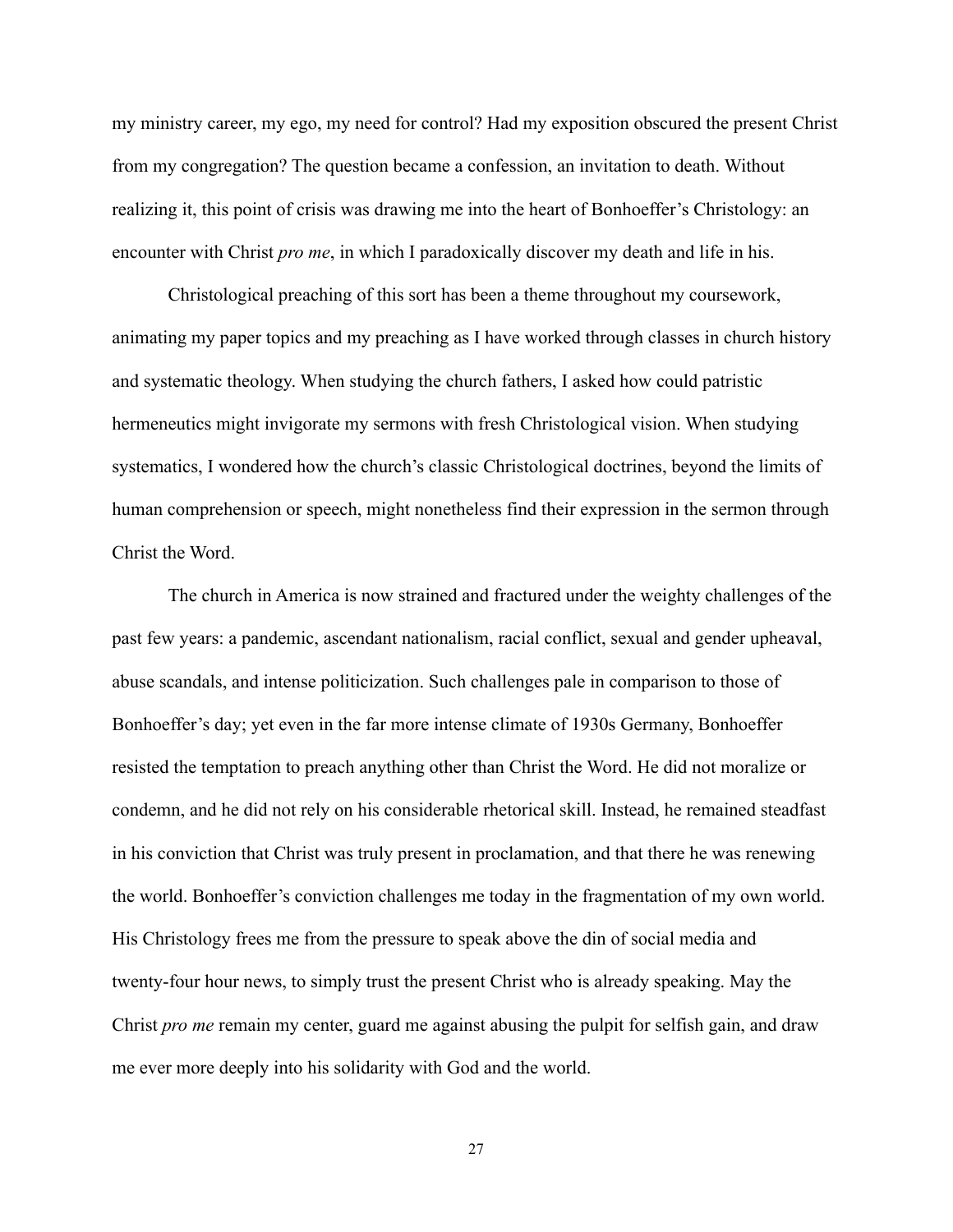my ministry career, my ego, my need for control? Had my exposition obscured the present Christ from my congregation? The question became a confession, an invitation to death. Without realizing it, this point of crisis was drawing me into the heart of Bonhoeffer's Christology: an encounter with Christ *pro me*, in which I paradoxically discover my death and life in his.

Christological preaching of this sort has been a theme throughout my coursework, animating my paper topics and my preaching as I have worked through classes in church history and systematic theology. When studying the church fathers, I asked how could patristic hermeneutics might invigorate my sermons with fresh Christological vision. When studying systematics, I wondered how the church's classic Christological doctrines, beyond the limits of human comprehension or speech, might nonetheless find their expression in the sermon through Christ the Word.

The church in America is now strained and fractured under the weighty challenges of the past few years: a pandemic, ascendant nationalism, racial conflict, sexual and gender upheaval, abuse scandals, and intense politicization. Such challenges pale in comparison to those of Bonhoeffer's day; yet even in the far more intense climate of 1930s Germany, Bonhoeffer resisted the temptation to preach anything other than Christ the Word. He did not moralize or condemn, and he did not rely on his considerable rhetorical skill. Instead, he remained steadfast in his conviction that Christ was truly present in proclamation, and that there he was renewing the world. Bonhoeffer's conviction challenges me today in the fragmentation of my own world. His Christology frees me from the pressure to speak above the din of social media and twenty-four hour news, to simply trust the present Christ who is already speaking. May the Christ *pro me* remain my center, guard me against abusing the pulpit for selfish gain, and draw me ever more deeply into his solidarity with God and the world.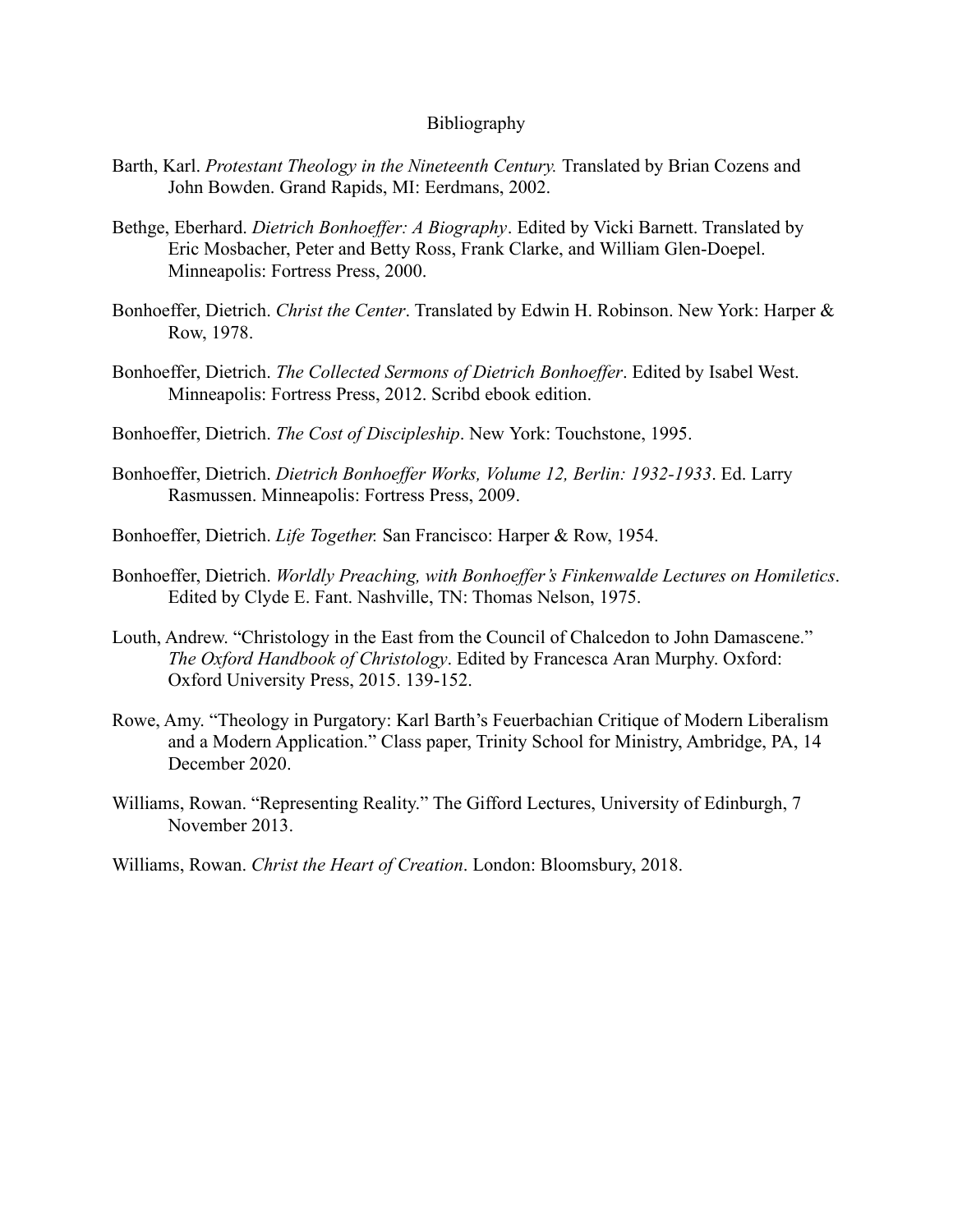# Bibliography

Barth, Karl. *Protestant Theology in the Nineteenth Century.* Translated by Brian Cozens and John Bowden. Grand Rapids, MI: Eerdmans, 2002.

Bethge, Eberhard. *Dietrich Bonhoeffer: A Biography*. Edited by Vicki Barnett. Translated by Eric Mosbacher, Peter and Betty Ross, Frank Clarke, and William Glen-Doepel. Minneapolis: Fortress Press, 2000.

Bonhoeffer, Dietrich. *Christ the Center*. Translated by Edwin H. Robinson. New York: Harper & Row, 1978.

Bonhoeffer, Dietrich. *The Collected Sermons of Dietrich Bonhoeffer*. Edited by Isabel West. Minneapolis: Fortress Press, 2012. Scribd ebook edition.

Bonhoeffer, Dietrich. *The Cost of Discipleship*. New York: Touchstone, 1995.

Bonhoeffer, Dietrich. *Dietrich Bonhoeffer Works, Volume 12, Berlin: 1932-1933*. Ed. Larry Rasmussen. Minneapolis: Fortress Press, 2009.

Bonhoeffer, Dietrich. *Life Together.* San Francisco: Harper & Row, 1954.

Bonhoeffer, Dietrich. *Worldly Preaching, with Bonhoeffer's Finkenwalde Lectures on Homiletics*. Edited by Clyde E. Fant. Nashville, TN: Thomas Nelson, 1975.

Louth, Andrew. "Christology in the East from the Council of Chalcedon to John Damascene." *The Oxford Handbook of Christology*. Edited by Francesca Aran Murphy. Oxford: Oxford University Press, 2015. 139-152.

Rowe, Amy. "Theology in Purgatory: Karl Barth's Feuerbachian Critique of Modern Liberalism and a Modern Application." Class paper, Trinity School for Ministry, Ambridge, PA, 14 December 2020.

Williams, Rowan. "Representing Reality." The Gifford Lectures, University of Edinburgh, 7 November 2013.

Williams, Rowan. *Christ the Heart of Creation*. London: Bloomsbury, 2018.